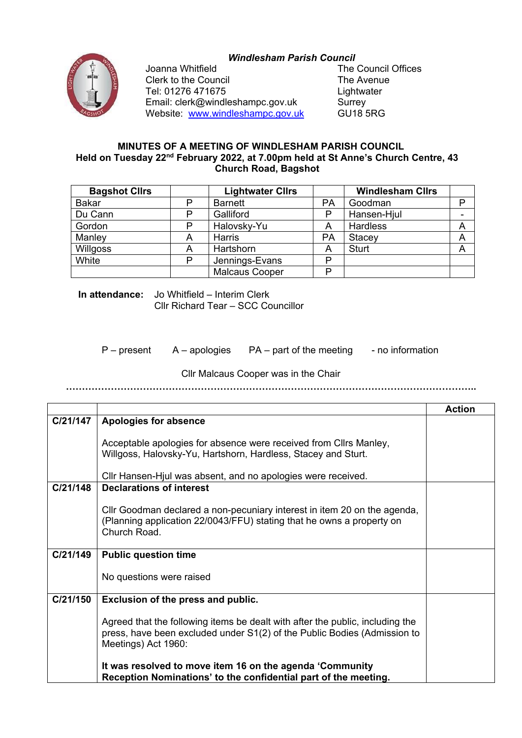**Windlesham Parish Council**

Joanna Whitfield
Clerk to the Council
Tel: 01276 471675
Email: clerk@windleshampc.gov.uk
Website: [www.windleshampc.gov.uk](http://www.windleshampc.gov.uk)

The Council Offices
The Avenue
Lightwater
Surrey
GU18 5RG

## MINUTES OF A MEETING OF WINDLESHAM PARISH COUNCIL

**Held on Tuesday 22nd February 2022, at 7.00pm held at St Anne's Church Centre, 43 Church Road, Bagshot**

| Bagshot Cllrs | | Lightwater Cllrs | | Windlesham Cllrs | |
|---|---|---|---|---|---|
| Bakar | P | Barnett | PA | Goodman | P |
| Du Cann | P | Galliford | P | Hansen-Hjul | - |
| Gordon | P | Halovsky-Yu | A | Hardless | A |
| Manley | A | Harris | PA | Stacey | A |
| Willgoss | A | Hartshorn | A | Sturt | A |
| White | P | Jennings-Evans | P | | |
| | | Malcaus Cooper | P | | |

**In attendance:** Jo Whitfield – Interim Clerk
Cllr Richard Tear – SCC Councillor

P – present A – apologies PA – part of the meeting - no information

Cllr Malcaus Cooper was in the Chair

| | | Action |
|---|---|---|
| C/21/147 | **Apologies for absence**<br><br>Acceptable apologies for absence were received from Cllrs Manley, Willgoss, Halovsky-Yu, Hartshorn, Hardless, Stacey and Sturt.<br><br>Cllr Hansen-Hjul was absent, and no apologies were received. | |
| C/21/148 | **Declarations of interest**<br><br>Cllr Goodman declared a non-pecuniary interest in item 20 on the agenda, (Planning application 22/0043/FFU) stating that he owns a property on Church Road. | |
| C/21/149 | **Public question time**<br><br>No questions were raised | |
| C/21/150 | **Exclusion of the press and public.**<br><br>Agreed that the following items be dealt with after the public, including the press, have been excluded under S1(2) of the Public Bodies (Admission to Meetings) Act 1960:<br><br>**It was resolved to move item 16 on the agenda 'Community Reception Nominations' to the confidential part of the meeting.** | |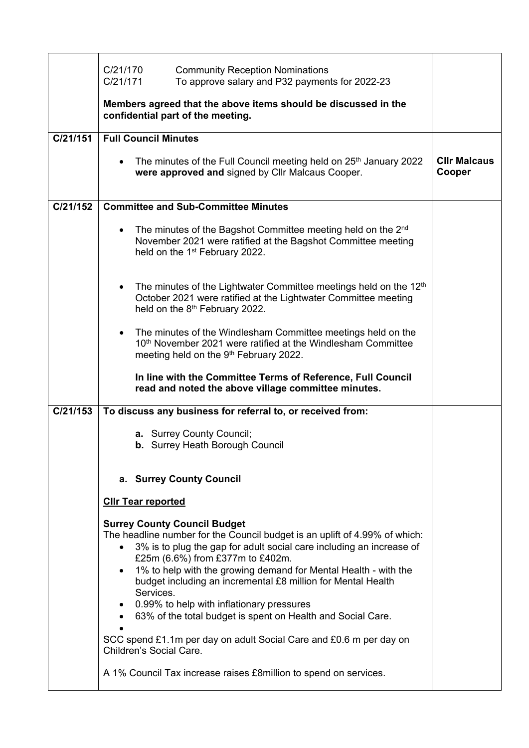| | | |
|---|---|---|
| | C/21/170 Community Reception Nominations<br>C/21/171 To approve salary and P32 payments for 2022-23<br><br>**Members agreed that the above items should be discussed in the confidential part of the meeting.** | |
| **C/21/151** | **Full Council Minutes**<br><br>• The minutes of the Full Council meeting held on 25th January 2022 **were approved and** signed by Cllr Malcaus Cooper. | **Cllr Malcaus Cooper** |
| **C/21/152** | **Committee and Sub-Committee Minutes**<br><br>• The minutes of the Bagshot Committee meeting held on the 2nd November 2021 were ratified at the Bagshot Committee meeting held on the 1st February 2022.<br><br>• The minutes of the Lightwater Committee meetings held on the 12th October 2021 were ratified at the Lightwater Committee meeting held on the 8th February 2022.<br><br>• The minutes of the Windlesham Committee meetings held on the 10th November 2021 were ratified at the Windlesham Committee meeting held on the 9th February 2022.<br><br>**In line with the Committee Terms of Reference, Full Council read and noted the above village committee minutes.** | |
| **C/21/153** | **To discuss any business for referral to, or received from:**<br><br>**a.** Surrey County Council;<br>**b.** Surrey Heath Borough Council<br><br>**a. Surrey County Council**<br><br>**Cllr Tear reported**<br><br>**Surrey County Council Budget**<br>The headline number for the Council budget is an uplift of 4.99% of which:<br>• 3% is to plug the gap for adult social care including an increase of £25m (6.6%) from £377m to £402m.<br>• 1% to help with the growing demand for Mental Health - with the budget including an incremental £8 million for Mental Health Services.<br>• 0.99% to help with inflationary pressures<br>• 63% of the total budget is spent on Health and Social Care.<br>•<br><br>SCC spend £1.1m per day on adult Social Care and £0.6 m per day on Children's Social Care.<br><br>A 1% Council Tax increase raises £8million to spend on services. | |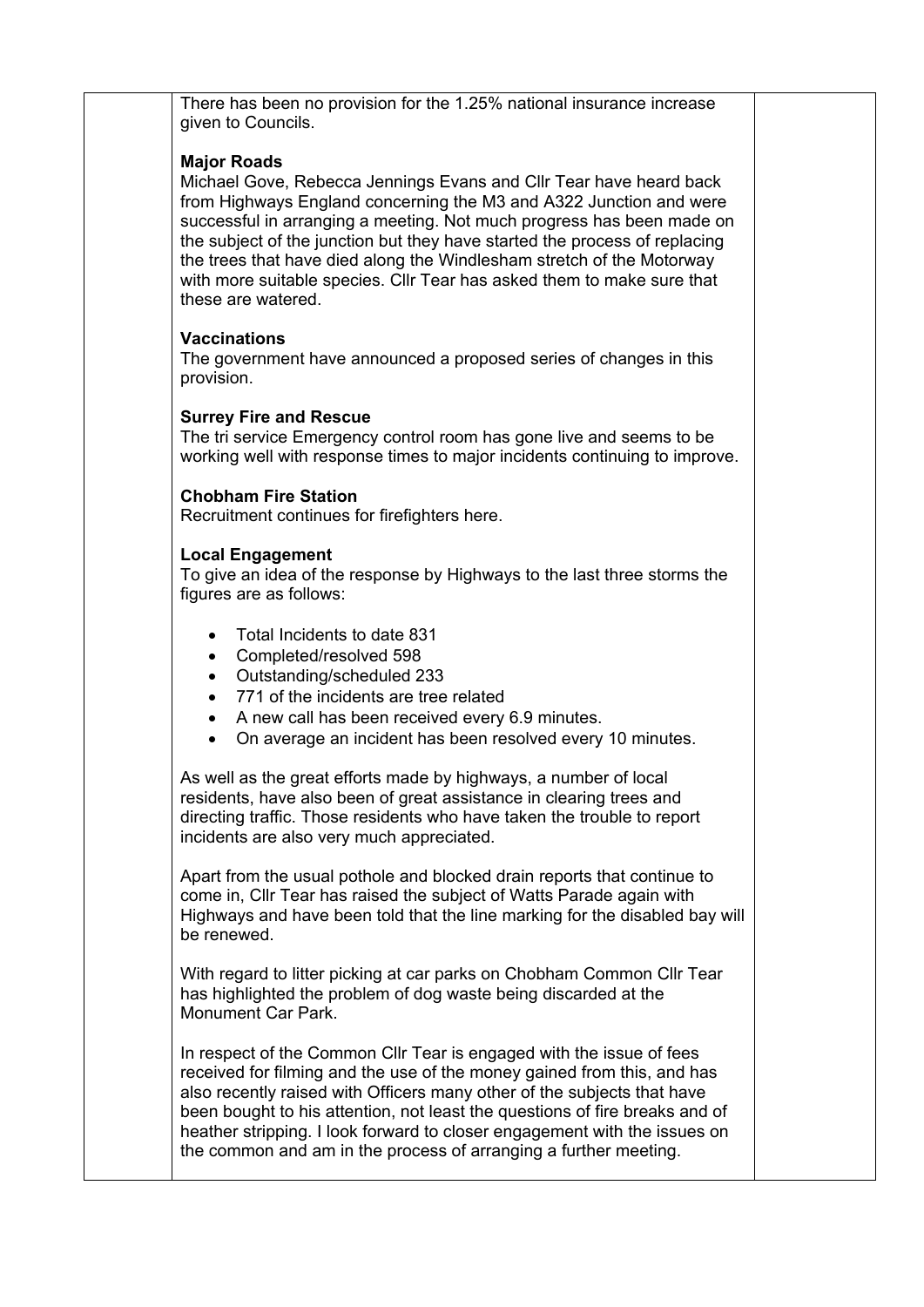There has been no provision for the 1.25% national insurance increase given to Councils.

**Major Roads**
Michael Gove, Rebecca Jennings Evans and Cllr Tear have heard back from Highways England concerning the M3 and A322 Junction and were successful in arranging a meeting. Not much progress has been made on the subject of the junction but they have started the process of replacing the trees that have died along the Windlesham stretch of the Motorway with more suitable species. Cllr Tear has asked them to make sure that these are watered.

**Vaccinations**
The government have announced a proposed series of changes in this provision.

**Surrey Fire and Rescue**
The tri service Emergency control room has gone live and seems to be working well with response times to major incidents continuing to improve.

**Chobham Fire Station**
Recruitment continues for firefighters here.

**Local Engagement**
To give an idea of the response by Highways to the last three storms the figures are as follows:

- Total Incidents to date 831
- Completed/resolved 598
- Outstanding/scheduled 233
- 771 of the incidents are tree related
- A new call has been received every 6.9 minutes.
- On average an incident has been resolved every 10 minutes.

As well as the great efforts made by highways, a number of local residents, have also been of great assistance in clearing trees and directing traffic. Those residents who have taken the trouble to report incidents are also very much appreciated.

Apart from the usual pothole and blocked drain reports that continue to come in, Cllr Tear has raised the subject of Watts Parade again with Highways and have been told that the line marking for the disabled bay will be renewed.

With regard to litter picking at car parks on Chobham Common Cllr Tear has highlighted the problem of dog waste being discarded at the Monument Car Park.

In respect of the Common Cllr Tear is engaged with the issue of fees received for filming and the use of the money gained from this, and has also recently raised with Officers many other of the subjects that have been bought to his attention, not least the questions of fire breaks and of heather stripping. I look forward to closer engagement with the issues on the common and am in the process of arranging a further meeting.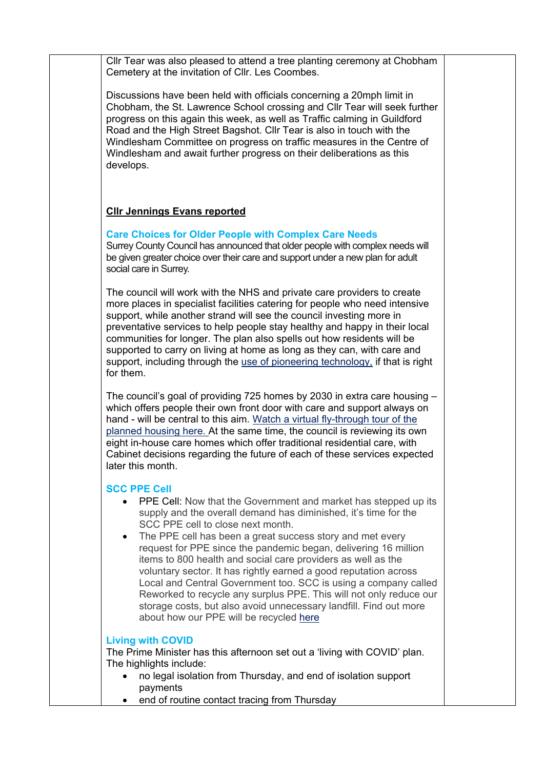Cllr Tear was also pleased to attend a tree planting ceremony at Chobham Cemetery at the invitation of Cllr. Les Coombes.

Discussions have been held with officials concerning a 20mph limit in Chobham, the St. Lawrence School crossing and Cllr Tear will seek further progress on this again this week, as well as Traffic calming in Guildford Road and the High Street Bagshot. Cllr Tear is also in touch with the Windlesham Committee on progress on traffic measures in the Centre of Windlesham and await further progress on their deliberations as this develops.

**Cllr Jennings Evans reported**

**Care Choices for Older People with Complex Care Needs**

Surrey County Council has announced that older people with complex needs will be given greater choice over their care and support under a new plan for adult social care in Surrey.

The council will work with the NHS and private care providers to create more places in specialist facilities catering for people who need intensive support, while another strand will see the council investing more in preventative services to help people stay healthy and happy in their local communities for longer. The plan also spells out how residents will be supported to carry on living at home as long as they can, with care and support, including through the use of pioneering technology, if that is right for them.

The council's goal of providing 725 homes by 2030 in extra care housing – which offers people their own front door with care and support always on hand - will be central to this aim. Watch a virtual fly-through tour of the planned housing here. At the same time, the council is reviewing its own eight in-house care homes which offer traditional residential care, with Cabinet decisions regarding the future of each of these services expected later this month.

**SCC PPE Cell**

- PPE Cell: Now that the Government and market has stepped up its supply and the overall demand has diminished, it's time for the SCC PPE cell to close next month.
- The PPE cell has been a great success story and met every request for PPE since the pandemic began, delivering 16 million items to 800 health and social care providers as well as the voluntary sector. It has rightly earned a good reputation across Local and Central Government too. SCC is using a company called Reworked to recycle any surplus PPE. This will not only reduce our storage costs, but also avoid unnecessary landfill. Find out more about how our PPE will be recycled here

**Living with COVID**

The Prime Minister has this afternoon set out a 'living with COVID' plan. The highlights include:

- no legal isolation from Thursday, and end of isolation support payments
- end of routine contact tracing from Thursday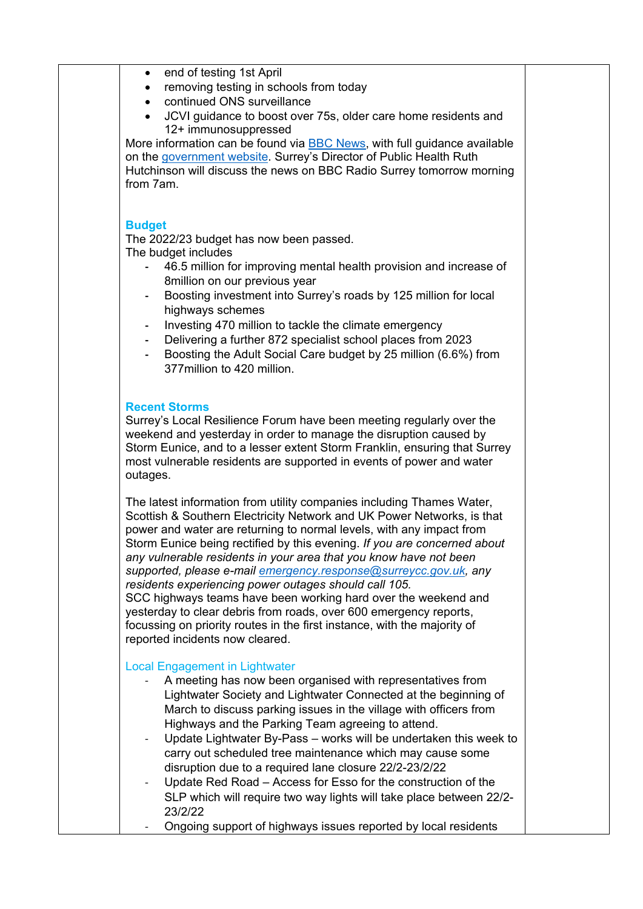- end of testing 1st April
- removing testing in schools from today
- continued ONS surveillance
- JCVI guidance to boost over 75s, older care home residents and 12+ immunosuppressed

More information can be found via BBC News, with full guidance available on the government website. Surrey's Director of Public Health Ruth Hutchinson will discuss the news on BBC Radio Surrey tomorrow morning from 7am.

**Budget**

The 2022/23 budget has now been passed.
The budget includes

- 46.5 million for improving mental health provision and increase of 8million on our previous year
- Boosting investment into Surrey's roads by 125 million for local highways schemes
- Investing 470 million to tackle the climate emergency
- Delivering a further 872 specialist school places from 2023
- Boosting the Adult Social Care budget by 25 million (6.6%) from 377million to 420 million.

**Recent Storms**

Surrey's Local Resilience Forum have been meeting regularly over the weekend and yesterday in order to manage the disruption caused by Storm Eunice, and to a lesser extent Storm Franklin, ensuring that Surrey most vulnerable residents are supported in events of power and water outages.

The latest information from utility companies including Thames Water, Scottish & Southern Electricity Network and UK Power Networks, is that power and water are returning to normal levels, with any impact from Storm Eunice being rectified by this evening. *If you are concerned about any vulnerable residents in your area that you know have not been supported, please e-mail emergency.response@surreycc.gov.uk, any residents experiencing power outages should call 105.*
SCC highways teams have been working hard over the weekend and yesterday to clear debris from roads, over 600 emergency reports, focussing on priority routes in the first instance, with the majority of reported incidents now cleared.

Local Engagement in Lightwater

- A meeting has now been organised with representatives from Lightwater Society and Lightwater Connected at the beginning of March to discuss parking issues in the village with officers from Highways and the Parking Team agreeing to attend.
- Update Lightwater By-Pass – works will be undertaken this week to carry out scheduled tree maintenance which may cause some disruption due to a required lane closure 22/2-23/2/22
- Update Red Road – Access for Esso for the construction of the SLP which will require two way lights will take place between 22/2-23/2/22
- Ongoing support of highways issues reported by local residents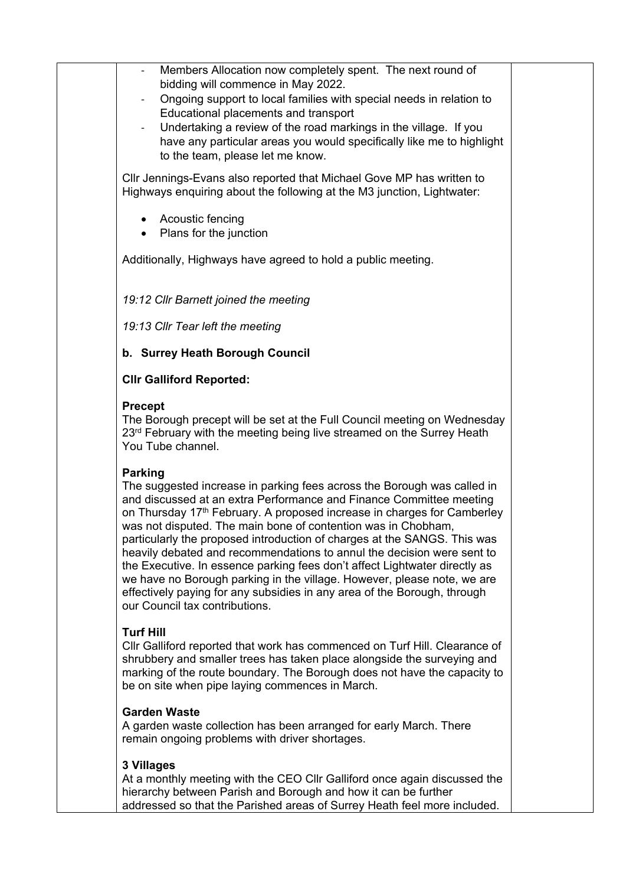- Members Allocation now completely spent. The next round of bidding will commence in May 2022.
- Ongoing support to local families with special needs in relation to Educational placements and transport
- Undertaking a review of the road markings in the village. If you have any particular areas you would specifically like me to highlight to the team, please let me know.

Cllr Jennings-Evans also reported that Michael Gove MP has written to Highways enquiring about the following at the M3 junction, Lightwater:

- Acoustic fencing
- Plans for the junction

Additionally, Highways have agreed to hold a public meeting.

*19:12 Cllr Barnett joined the meeting*

*19:13 Cllr Tear left the meeting*

**b. Surrey Heath Borough Council**

**Cllr Galliford Reported:**

**Precept**
The Borough precept will be set at the Full Council meeting on Wednesday 23rd February with the meeting being live streamed on the Surrey Heath You Tube channel.

**Parking**
The suggested increase in parking fees across the Borough was called in and discussed at an extra Performance and Finance Committee meeting on Thursday 17th February. A proposed increase in charges for Camberley was not disputed. The main bone of contention was in Chobham, particularly the proposed introduction of charges at the SANGS. This was heavily debated and recommendations to annul the decision were sent to the Executive. In essence parking fees don't affect Lightwater directly as we have no Borough parking in the village. However, please note, we are effectively paying for any subsidies in any area of the Borough, through our Council tax contributions.

**Turf Hill**
Cllr Galliford reported that work has commenced on Turf Hill. Clearance of shrubbery and smaller trees has taken place alongside the surveying and marking of the route boundary. The Borough does not have the capacity to be on site when pipe laying commences in March.

**Garden Waste**
A garden waste collection has been arranged for early March. There remain ongoing problems with driver shortages.

**3 Villages**
At a monthly meeting with the CEO Cllr Galliford once again discussed the hierarchy between Parish and Borough and how it can be further addressed so that the Parished areas of Surrey Heath feel more included.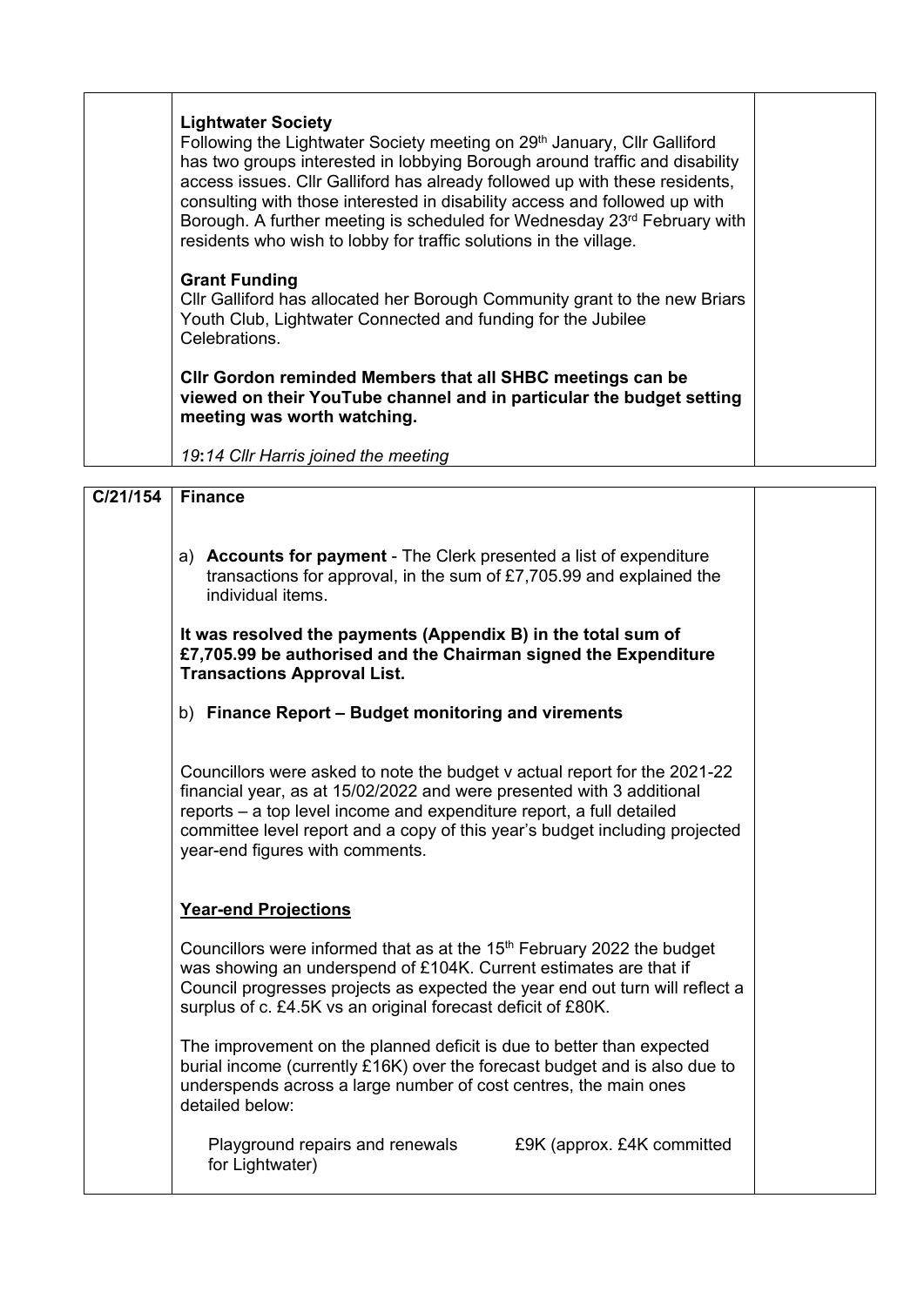**Lightwater Society**

Following the Lightwater Society meeting on 29th January, Cllr Galliford has two groups interested in lobbying Borough around traffic and disability access issues. Cllr Galliford has already followed up with these residents, consulting with those interested in disability access and followed up with Borough. A further meeting is scheduled for Wednesday 23rd February with residents who wish to lobby for traffic solutions in the village.

**Grant Funding**

Cllr Galliford has allocated her Borough Community grant to the new Briars Youth Club, Lightwater Connected and funding for the Jubilee Celebrations.

**Cllr Gordon reminded Members that all SHBC meetings can be viewed on their YouTube channel and in particular the budget setting meeting was worth watching.**

*19:14 Cllr Harris joined the meeting*

**C/21/154 Finance**

a) **Accounts for payment** - The Clerk presented a list of expenditure transactions for approval, in the sum of £7,705.99 and explained the individual items.

**It was resolved the payments (Appendix B) in the total sum of £7,705.99 be authorised and the Chairman signed the Expenditure Transactions Approval List.**

b) **Finance Report – Budget monitoring and virements**

Councillors were asked to note the budget v actual report for the 2021-22 financial year, as at 15/02/2022 and were presented with 3 additional reports – a top level income and expenditure report, a full detailed committee level report and a copy of this year's budget including projected year-end figures with comments.

**Year-end Projections**

Councillors were informed that as at the 15th February 2022 the budget was showing an underspend of £104K. Current estimates are that if Council progresses projects as expected the year end out turn will reflect a surplus of c. £4.5K vs an original forecast deficit of £80K.

The improvement on the planned deficit is due to better than expected burial income (currently £16K) over the forecast budget and is also due to underspends across a large number of cost centres, the main ones detailed below:

| | |
|---|---|
| Playground repairs and renewals for Lightwater) | £9K (approx. £4K committed |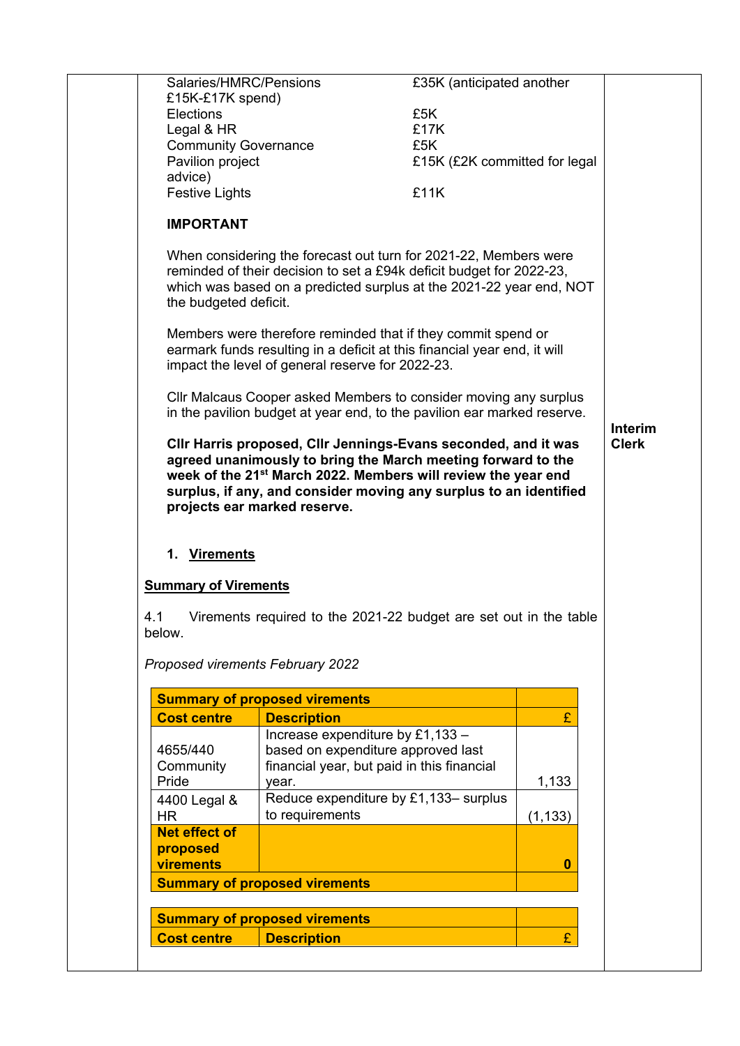Salaries/HMRC/Pensions £35K (anticipated another £15K-£17K spend)
Elections £5K
Legal & HR £17K
Community Governance £5K
Pavilion project £15K (£2K committed for legal advice)
Festive Lights £11K

**IMPORTANT**

When considering the forecast out turn for 2021-22, Members were reminded of their decision to set a £94k deficit budget for 2022-23, which was based on a predicted surplus at the 2021-22 year end, NOT the budgeted deficit.

Members were therefore reminded that if they commit spend or earmark funds resulting in a deficit at this financial year end, it will impact the level of general reserve for 2022-23.

Cllr Malcaus Cooper asked Members to consider moving any surplus in the pavilion budget at year end, to the pavilion ear marked reserve.

**Cllr Harris proposed, Cllr Jennings-Evans seconded, and it was agreed unanimously to bring the March meeting forward to the week of the 21st March 2022. Members will review the year end surplus, if any, and consider moving any surplus to an identified projects ear marked reserve.**

**Interim Clerk**

1. **Virements**

**Summary of Virements**

4.1 Virements required to the 2021-22 budget are set out in the table below.

*Proposed virements February 2022*

| **Summary of proposed virements** | | |
|---|---|---|
| **Cost centre** | **Description** | **£** |
| 4655/440 Community Pride | Increase expenditure by £1,133 – based on expenditure approved last financial year, but paid in this financial year. | 1,133 |
| 4400 Legal & HR | Reduce expenditure by £1,133– surplus to requirements | (1,133) |
| **Net effect of proposed virements** | | **0** |
| **Summary of proposed virements** | | |

| **Summary of proposed virements** | | |
|---|---|---|
| **Cost centre** | **Description** | **£** |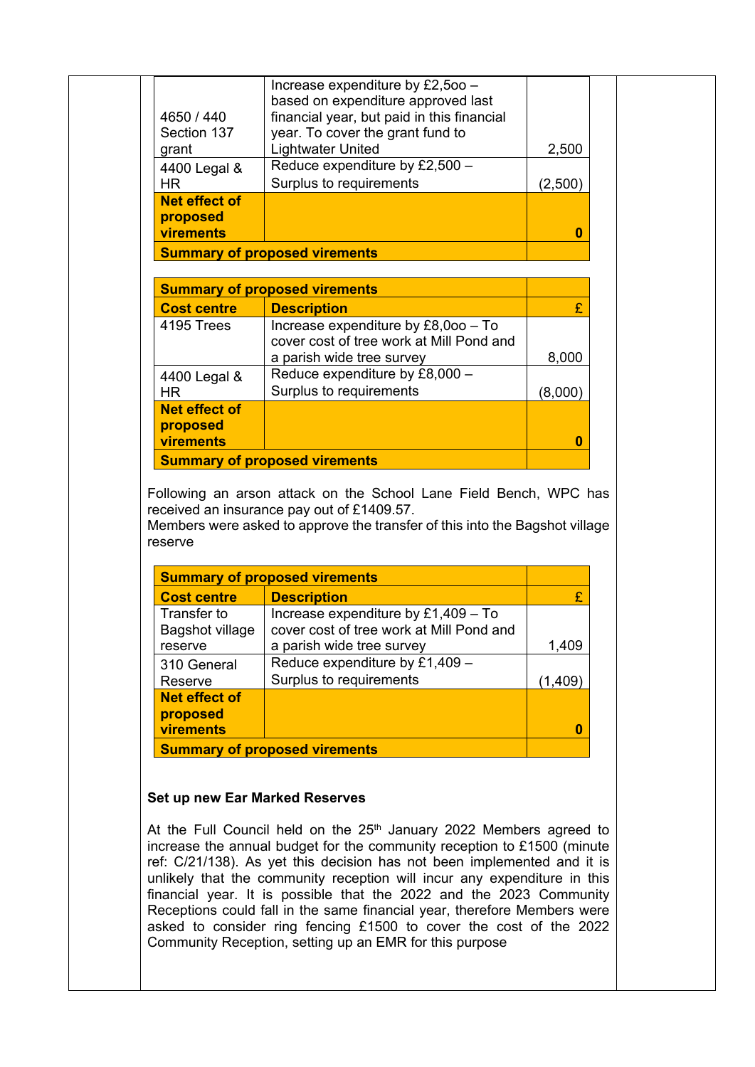| | | |
|---|---|---|
| 4650 / 440 Section 137 grant | Increase expenditure by £2,5oo – based on expenditure approved last financial year, but paid in this financial year. To cover the grant fund to Lightwater United | 2,500 |
| 4400 Legal & HR | Reduce expenditure by £2,500 – Surplus to requirements | (2,500) |
| **Net effect of proposed virements** | | **0** |
| **Summary of proposed virements** | | |

| **Summary of proposed virements** | | |
|---|---|---|
| **Cost centre** | **Description** | **£** |
| 4195 Trees | Increase expenditure by £8,0oo – To cover cost of tree work at Mill Pond and a parish wide tree survey | 8,000 |
| 4400 Legal & HR | Reduce expenditure by £8,000 – Surplus to requirements | (8,000) |
| **Net effect of proposed virements** | | **0** |
| **Summary of proposed virements** | | |

Following an arson attack on the School Lane Field Bench, WPC has received an insurance pay out of £1409.57.
Members were asked to approve the transfer of this into the Bagshot village reserve

| **Summary of proposed virements** | | |
|---|---|---|
| **Cost centre** | **Description** | **£** |
| Transfer to Bagshot village reserve | Increase expenditure by £1,409 – To cover cost of tree work at Mill Pond and a parish wide tree survey | 1,409 |
| 310 General Reserve | Reduce expenditure by £1,409 – Surplus to requirements | (1,409) |
| **Net effect of proposed virements** | | **0** |
| **Summary of proposed virements** | | |

**Set up new Ear Marked Reserves**

At the Full Council held on the 25th January 2022 Members agreed to increase the annual budget for the community reception to £1500 (minute ref: C/21/138). As yet this decision has not been implemented and it is unlikely that the community reception will incur any expenditure in this financial year. It is possible that the 2022 and the 2023 Community Receptions could fall in the same financial year, therefore Members were asked to consider ring fencing £1500 to cover the cost of the 2022 Community Reception, setting up an EMR for this purpose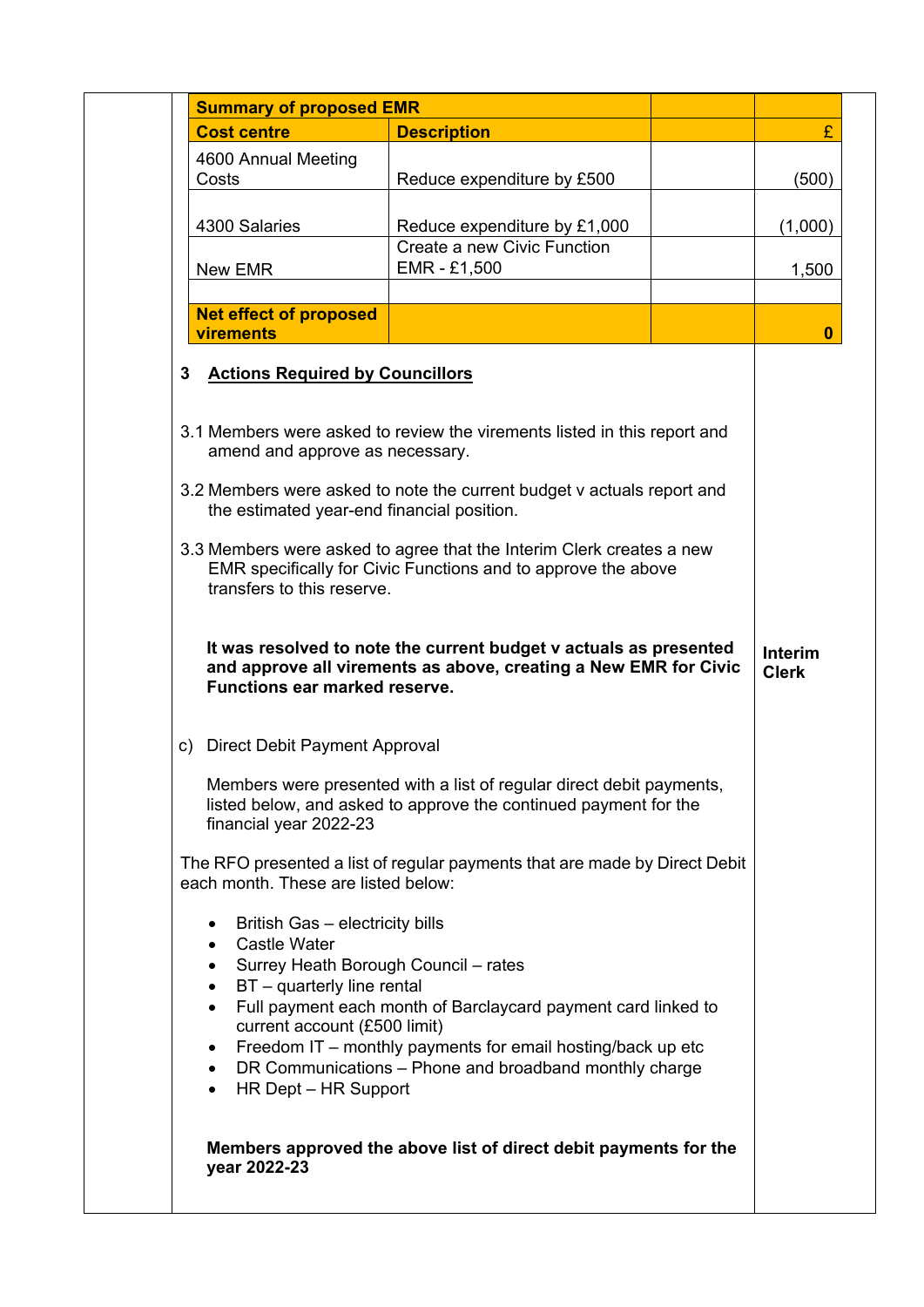| Summary of proposed EMR | | | |
|---|---|---|---|
| **Cost centre** | **Description** | | **£** |
| 4600 Annual Meeting Costs | Reduce expenditure by £500 | | (500) |
| 4300 Salaries | Reduce expenditure by £1,000 | | (1,000) |
| New EMR | Create a new Civic Function EMR - £1,500 | | 1,500 |
| | | | |
| **Net effect of proposed virements** | | | **0** |

**3 Actions Required by Councillors**

3.1 Members were asked to review the virements listed in this report and amend and approve as necessary.

3.2 Members were asked to note the current budget v actuals report and the estimated year-end financial position.

3.3 Members were asked to agree that the Interim Clerk creates a new EMR specifically for Civic Functions and to approve the above transfers to this reserve.

**It was resolved to note the current budget v actuals as presented and approve all virements as above, creating a New EMR for Civic Functions ear marked reserve.** — **Interim Clerk**

c) Direct Debit Payment Approval

Members were presented with a list of regular direct debit payments, listed below, and asked to approve the continued payment for the financial year 2022-23

The RFO presented a list of regular payments that are made by Direct Debit each month. These are listed below:

- British Gas – electricity bills
- Castle Water
- Surrey Heath Borough Council – rates
- BT – quarterly line rental
- Full payment each month of Barclaycard payment card linked to current account (£500 limit)
- Freedom IT – monthly payments for email hosting/back up etc
- DR Communications – Phone and broadband monthly charge
- HR Dept – HR Support

**Members approved the above list of direct debit payments for the year 2022-23**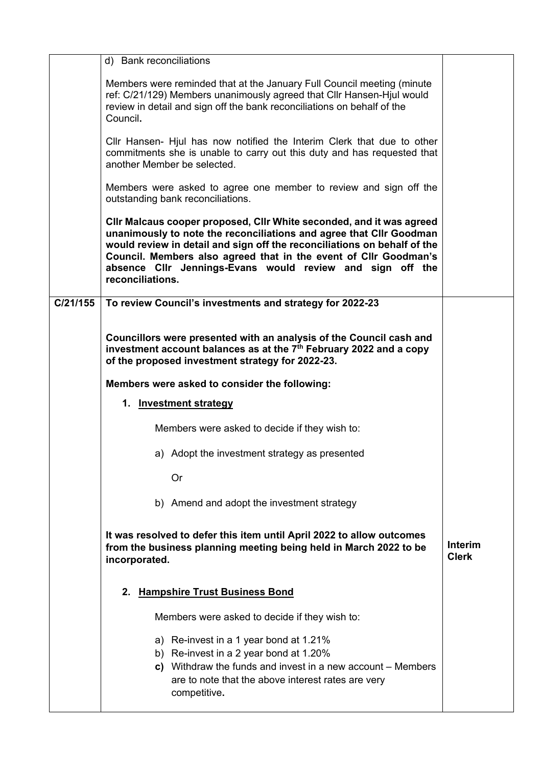| | | |
|---|---|---|
| | d) Bank reconciliations<br><br>Members were reminded that at the January Full Council meeting (minute ref: C/21/129) Members unanimously agreed that Cllr Hansen-Hjul would review in detail and sign off the bank reconciliations on behalf of the Council**.**<br><br>Cllr Hansen- Hjul has now notified the Interim Clerk that due to other commitments she is unable to carry out this duty and has requested that another Member be selected.<br><br>Members were asked to agree one member to review and sign off the outstanding bank reconciliations.<br><br>**Cllr Malcaus cooper proposed, Cllr White seconded, and it was agreed unanimously to note the reconciliations and agree that Cllr Goodman would review in detail and sign off the reconciliations on behalf of the Council. Members also agreed that in the event of Cllr Goodman's absence Cllr Jennings-Evans would review and sign off the reconciliations.** | |
| **C/21/155** | **To review Council's investments and strategy for 2022-23**<br><br>**Councillors were presented with an analysis of the Council cash and investment account balances as at the 7th February 2022 and a copy of the proposed investment strategy for 2022-23.**<br><br>**Members were asked to consider the following:**<br><br>1. **Investment strategy**<br><br>Members were asked to decide if they wish to:<br><br>a) Adopt the investment strategy as presented<br><br>Or<br><br>b) Amend and adopt the investment strategy<br><br>**It was resolved to defer this item until April 2022 to allow outcomes from the business planning meeting being held in March 2022 to be incorporated.**<br><br>2. **Hampshire Trust Business Bond**<br><br>Members were asked to decide if they wish to:<br><br>a) Re-invest in a 1 year bond at 1.21%<br>b) Re-invest in a 2 year bond at 1.20%<br>**c)** Withdraw the funds and invest in a new account – Members are to note that the above interest rates are very competitive**.** | **Interim Clerk** |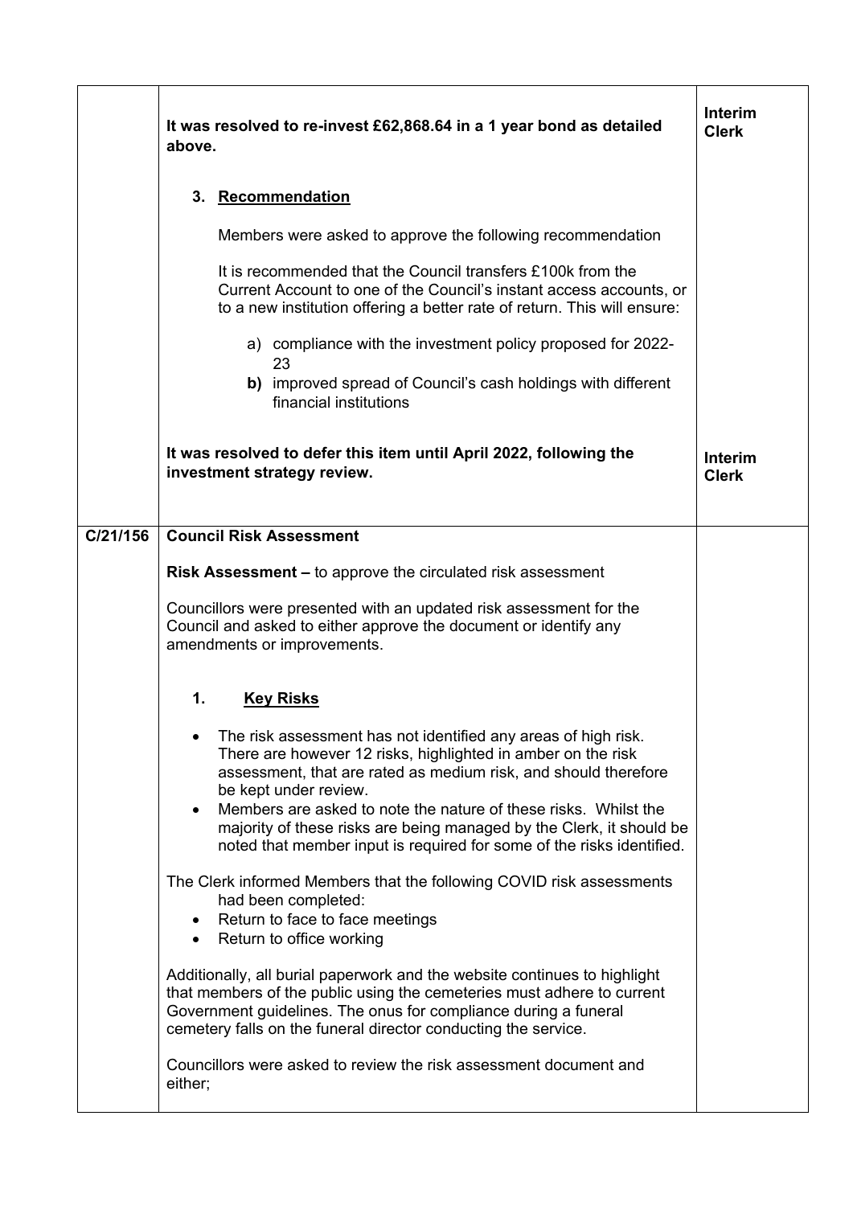| | | |
|---|---|---|
| | **It was resolved to re-invest £62,868.64 in a 1 year bond as detailed above.**<br><br>3. **Recommendation**<br><br>Members were asked to approve the following recommendation<br><br>It is recommended that the Council transfers £100k from the Current Account to one of the Council's instant access accounts, or to a new institution offering a better rate of return. This will ensure:<br><br>a) compliance with the investment policy proposed for 2022-23<br>**b)** improved spread of Council's cash holdings with different financial institutions<br><br>**It was resolved to defer this item until April 2022, following the investment strategy review.** | **Interim Clerk**<br><br><br><br><br><br><br><br><br><br><br><br>**Interim Clerk** |
| **C/21/156** | **Council Risk Assessment**<br><br>**Risk Assessment –** to approve the circulated risk assessment<br><br>Councillors were presented with an updated risk assessment for the Council and asked to either approve the document or identify any amendments or improvements.<br><br>1. **Key Risks**<br><br>• The risk assessment has not identified any areas of high risk. There are however 12 risks, highlighted in amber on the risk assessment, that are rated as medium risk, and should therefore be kept under review.<br>• Members are asked to note the nature of these risks. Whilst the majority of these risks are being managed by the Clerk, it should be noted that member input is required for some of the risks identified.<br><br>The Clerk informed Members that the following COVID risk assessments had been completed:<br>• Return to face to face meetings<br>• Return to office working<br><br>Additionally, all burial paperwork and the website continues to highlight that members of the public using the cemeteries must adhere to current Government guidelines. The onus for compliance during a funeral cemetery falls on the funeral director conducting the service.<br><br>Councillors were asked to review the risk assessment document and either; | |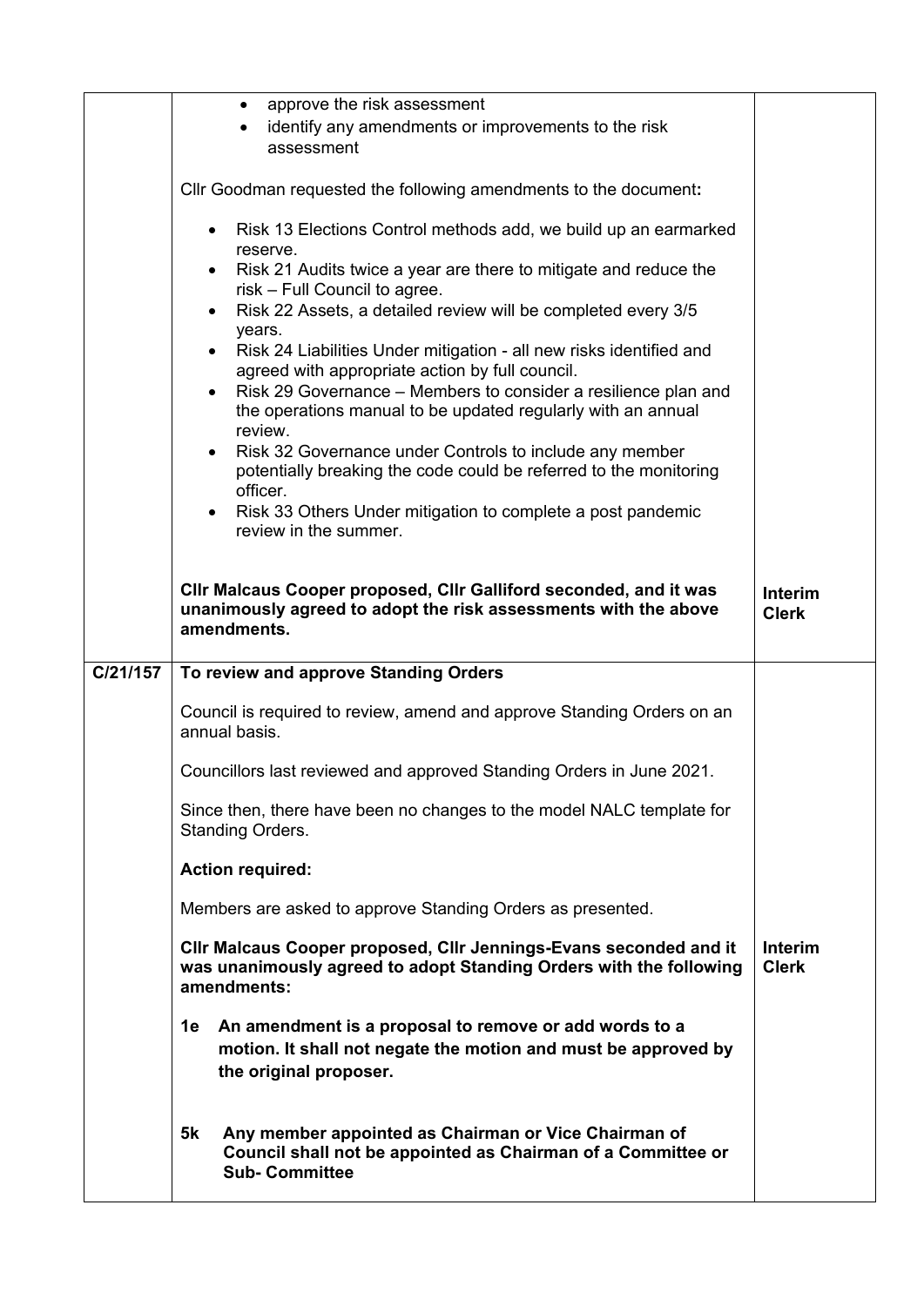| | | |
|---|---|---|
| | • approve the risk assessment<br>• identify any amendments or improvements to the risk assessment<br><br>Cllr Goodman requested the following amendments to the document**:**<br><br>• Risk 13 Elections Control methods add, we build up an earmarked reserve.<br>• Risk 21 Audits twice a year are there to mitigate and reduce the risk – Full Council to agree.<br>• Risk 22 Assets, a detailed review will be completed every 3/5 years.<br>• Risk 24 Liabilities Under mitigation - all new risks identified and agreed with appropriate action by full council.<br>• Risk 29 Governance – Members to consider a resilience plan and the operations manual to be updated regularly with an annual review.<br>• Risk 32 Governance under Controls to include any member potentially breaking the code could be referred to the monitoring officer.<br>• Risk 33 Others Under mitigation to complete a post pandemic review in the summer.<br><br>**Cllr Malcaus Cooper proposed, Cllr Galliford seconded, and it was unanimously agreed to adopt the risk assessments with the above amendments.** | **Interim Clerk** |
| **C/21/157** | **To review and approve Standing Orders**<br><br>Council is required to review, amend and approve Standing Orders on an annual basis.<br><br>Councillors last reviewed and approved Standing Orders in June 2021.<br><br>Since then, there have been no changes to the model NALC template for Standing Orders.<br><br>**Action required:**<br><br>Members are asked to approve Standing Orders as presented.<br><br>**Cllr Malcaus Cooper proposed, Cllr Jennings-Evans seconded and it was unanimously agreed to adopt Standing Orders with the following amendments:**<br><br>**1e An amendment is a proposal to remove or add words to a motion. It shall not negate the motion and must be approved by the original proposer.**<br><br>**5k Any member appointed as Chairman or Vice Chairman of Council shall not be appointed as Chairman of a Committee or Sub- Committee** | **Interim Clerk** |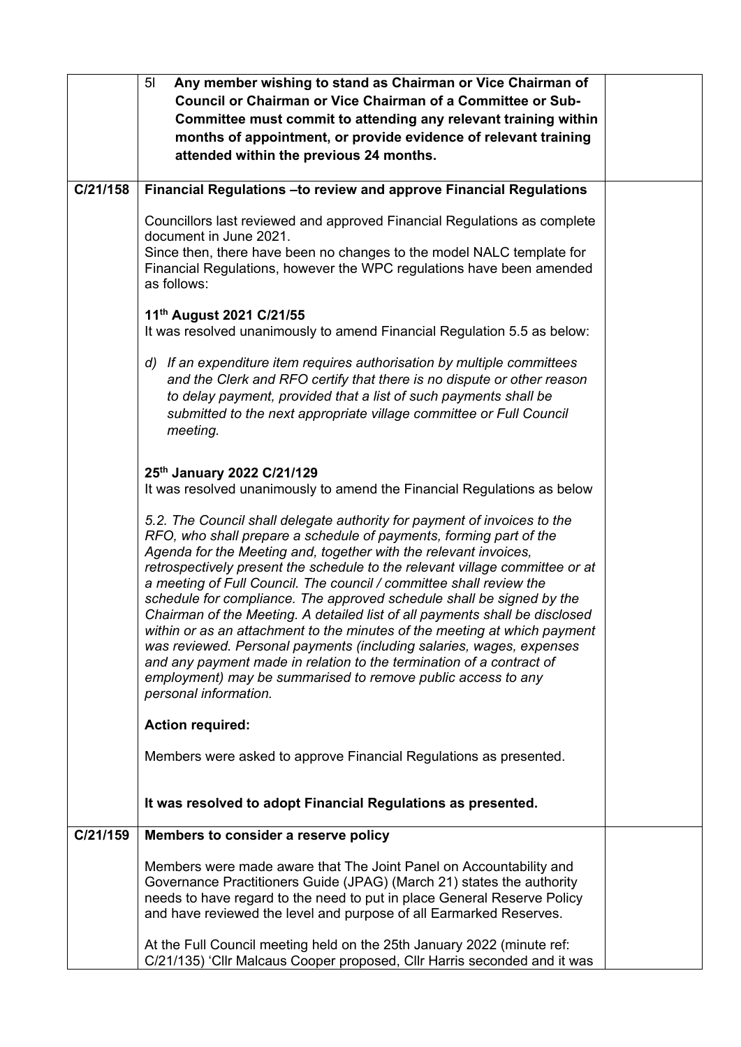| | | |
|---|---|---|
| | 5l **Any member wishing to stand as Chairman or Vice Chairman of Council or Chairman or Vice Chairman of a Committee or Sub-Committee must commit to attending any relevant training within months of appointment, or provide evidence of relevant training attended within the previous 24 months.** | |
| **C/21/158** | **Financial Regulations –to review and approve Financial Regulations**<br><br>Councillors last reviewed and approved Financial Regulations as complete document in June 2021.<br>Since then, there have been no changes to the model NALC template for Financial Regulations, however the WPC regulations have been amended as follows:<br><br>**11th August 2021 C/21/55**<br>It was resolved unanimously to amend Financial Regulation 5.5 as below:<br><br>*d) If an expenditure item requires authorisation by multiple committees and the Clerk and RFO certify that there is no dispute or other reason to delay payment, provided that a list of such payments shall be submitted to the next appropriate village committee or Full Council meeting.*<br><br>**25th January 2022 C/21/129**<br>It was resolved unanimously to amend the Financial Regulations as below<br><br>*5.2. The Council shall delegate authority for payment of invoices to the RFO, who shall prepare a schedule of payments, forming part of the Agenda for the Meeting and, together with the relevant invoices, retrospectively present the schedule to the relevant village committee or at a meeting of Full Council. The council / committee shall review the schedule for compliance. The approved schedule shall be signed by the Chairman of the Meeting. A detailed list of all payments shall be disclosed within or as an attachment to the minutes of the meeting at which payment was reviewed. Personal payments (including salaries, wages, expenses and any payment made in relation to the termination of a contract of employment) may be summarised to remove public access to any personal information.*<br><br>**Action required:**<br><br>Members were asked to approve Financial Regulations as presented.<br><br>**It was resolved to adopt Financial Regulations as presented.** | |
| **C/21/159** | **Members to consider a reserve policy**<br><br>Members were made aware that The Joint Panel on Accountability and Governance Practitioners Guide (JPAG) (March 21) states the authority needs to have regard to the need to put in place General Reserve Policy and have reviewed the level and purpose of all Earmarked Reserves.<br><br>At the Full Council meeting held on the 25th January 2022 (minute ref: C/21/135) 'Cllr Malcaus Cooper proposed, Cllr Harris seconded and it was | |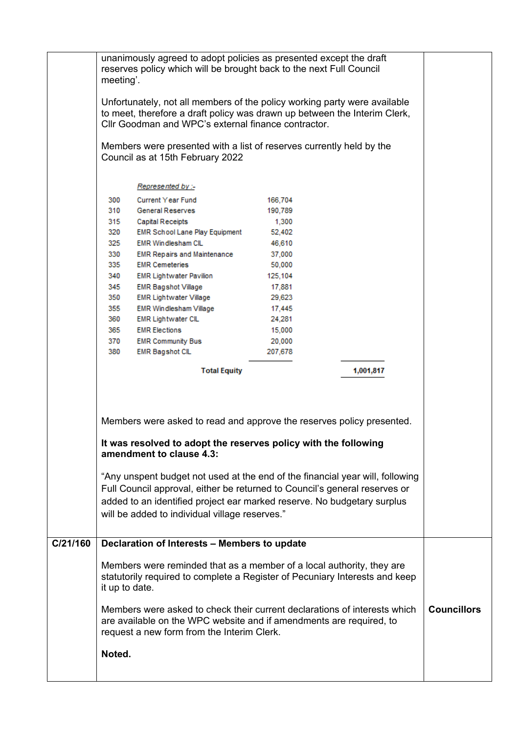| | | |
|---|---|---|
| | unanimously agreed to adopt policies as presented except the draft reserves policy which will be brought back to the next Full Council meeting'.<br><br>Unfortunately, not all members of the policy working party were available to meet, therefore a draft policy was drawn up between the Interim Clerk, Cllr Goodman and WPC's external finance contractor.<br><br>Members were presented with a list of reserves currently held by the Council as at 15th February 2022 | |

*Represented by :-*

| | | | |
|---|---|---|---|
| 300 | Current Year Fund | 166,704 | |
| 310 | General Reserves | 190,789 | |
| 315 | Capital Receipts | 1,300 | |
| 320 | EMR School Lane Play Equipment | 52,402 | |
| 325 | EMR Windlesham CIL | 46,610 | |
| 330 | EMR Repairs and Maintenance | 37,000 | |
| 335 | EMR Cemeteries | 50,000 | |
| 340 | EMR Lightwater Pavilion | 125,104 | |
| 345 | EMR Bagshot Village | 17,881 | |
| 350 | EMR Lightwater Village | 29,623 | |
| 355 | EMR Windlesham Village | 17,445 | |
| 360 | EMR Lightwater CIL | 24,281 | |
| 365 | EMR Elections | 15,000 | |
| 370 | EMR Community Bus | 20,000 | |
| 380 | EMR Bagshot CIL | 207,678 | |
| | **Total Equity** | | **1,001,817** |

Members were asked to read and approve the reserves policy presented.

**It was resolved to adopt the reserves policy with the following amendment to clause 4.3:**

"Any unspent budget not used at the end of the financial year will, following Full Council approval, either be returned to Council's general reserves or added to an identified project ear marked reserve. No budgetary surplus will be added to individual village reserves."

| | | |
|---|---|---|
| **C/21/160** | **Declaration of Interests – Members to update**<br><br>Members were reminded that as a member of a local authority, they are statutorily required to complete a Register of Pecuniary Interests and keep it up to date.<br><br>Members were asked to check their current declarations of interests which are available on the WPC website and if amendments are required, to request a new form from the Interim Clerk.<br><br>**Noted.** | **Councillors** |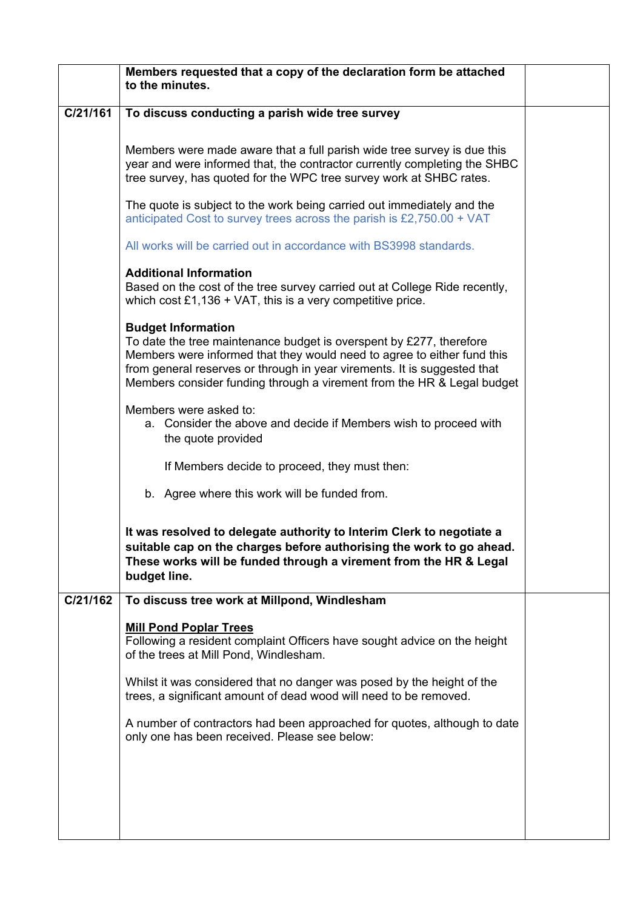| | | |
|---|---|---|
| | **Members requested that a copy of the declaration form be attached to the minutes.** | |
| **C/21/161** | **To discuss conducting a parish wide tree survey**<br><br>Members were made aware that a full parish wide tree survey is due this year and were informed that, the contractor currently completing the SHBC tree survey, has quoted for the WPC tree survey work at SHBC rates.<br><br>The quote is subject to the work being carried out immediately and the anticipated Cost to survey trees across the parish is £2,750.00 + VAT<br><br>All works will be carried out in accordance with BS3998 standards.<br><br>**Additional Information**<br>Based on the cost of the tree survey carried out at College Ride recently, which cost £1,136 + VAT, this is a very competitive price.<br><br>**Budget Information**<br>To date the tree maintenance budget is overspent by £277, therefore Members were informed that they would need to agree to either fund this from general reserves or through in year virements. It is suggested that Members consider funding through a virement from the HR & Legal budget<br><br>Members were asked to:<br>a. Consider the above and decide if Members wish to proceed with the quote provided<br><br>If Members decide to proceed, they must then:<br><br>b. Agree where this work will be funded from.<br><br>**It was resolved to delegate authority to Interim Clerk to negotiate a suitable cap on the charges before authorising the work to go ahead. These works will be funded through a virement from the HR & Legal budget line.** | |
| **C/21/162** | **To discuss tree work at Millpond, Windlesham**<br><br>**<u>Mill Pond Poplar Trees</u>**<br>Following a resident complaint Officers have sought advice on the height of the trees at Mill Pond, Windlesham.<br><br>Whilst it was considered that no danger was posed by the height of the trees, a significant amount of dead wood will need to be removed.<br><br>A number of contractors had been approached for quotes, although to date only one has been received. Please see below: | |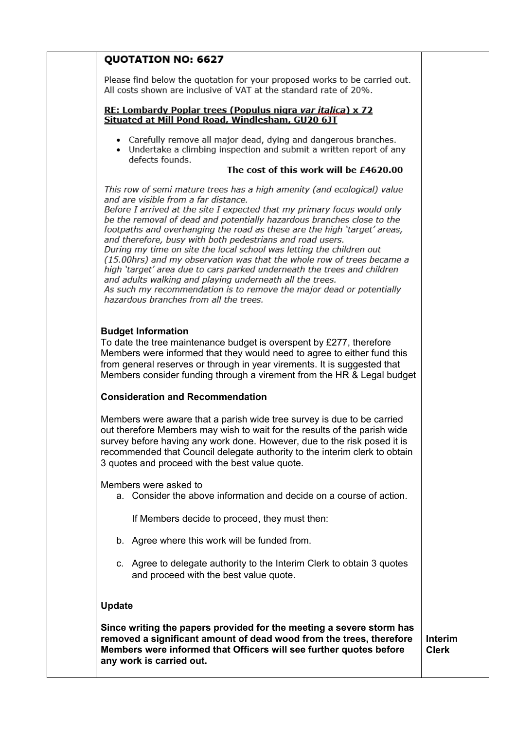**QUOTATION NO: 6627**

Please find below the quotation for your proposed works to be carried out. All costs shown are inclusive of VAT at the standard rate of 20%.

**RE: Lombardy Poplar trees (Populus nigra *var italica*) x 72**
**Situated at Mill Pond Road, Windlesham, GU20 6JT**

- Carefully remove all major dead, dying and dangerous branches.
- Undertake a climbing inspection and submit a written report of any defects founds.

**The cost of this work will be £4620.00**

*This row of semi mature trees has a high amenity (and ecological) value and are visible from a far distance.*
*Before I arrived at the site I expected that my primary focus would only be the removal of dead and potentially hazardous branches close to the footpaths and overhanging the road as these are the high 'target' areas, and therefore, busy with both pedestrians and road users.*
*During my time on site the local school was letting the children out (15.00hrs) and my observation was that the whole row of trees became a high 'target' area due to cars parked underneath the trees and children and adults walking and playing underneath all the trees.*
*As such my recommendation is to remove the major dead or potentially hazardous branches from all the trees.*

**Budget Information**

To date the tree maintenance budget is overspent by £277, therefore Members were informed that they would need to agree to either fund this from general reserves or through in year virements. It is suggested that Members consider funding through a virement from the HR & Legal budget

**Consideration and Recommendation**

Members were aware that a parish wide tree survey is due to be carried out therefore Members may wish to wait for the results of the parish wide survey before having any work done. However, due to the risk posed it is recommended that Council delegate authority to the interim clerk to obtain 3 quotes and proceed with the best value quote.

Members were asked to

a. Consider the above information and decide on a course of action.

   If Members decide to proceed, they must then:

b. Agree where this work will be funded from.

c. Agree to delegate authority to the Interim Clerk to obtain 3 quotes and proceed with the best value quote.

**Update**

**Since writing the papers provided for the meeting a severe storm has removed a significant amount of dead wood from the trees, therefore Members were informed that Officers will see further quotes before any work is carried out.**

**Interim Clerk**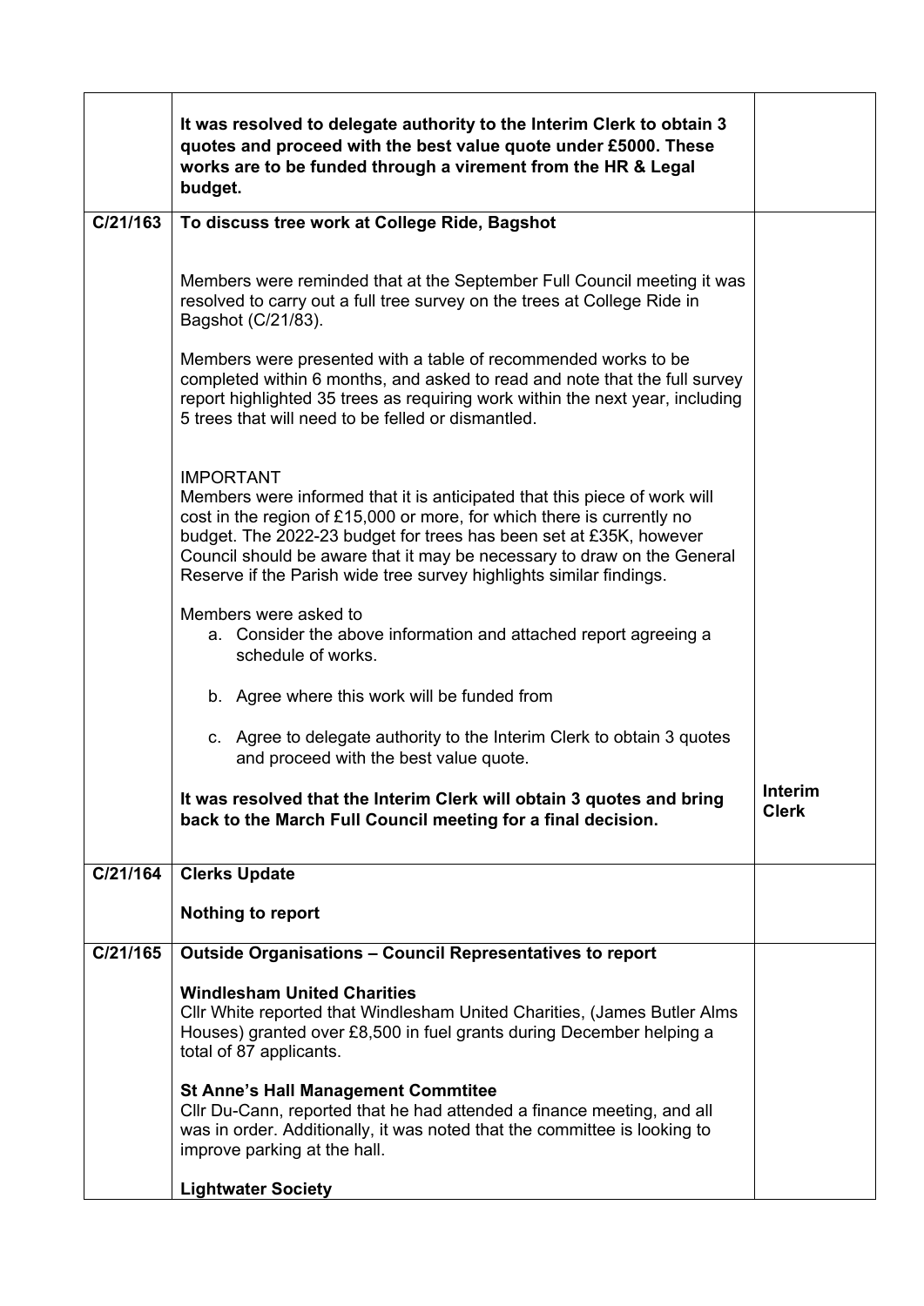| | | |
|---|---|---|
| | **It was resolved to delegate authority to the Interim Clerk to obtain 3 quotes and proceed with the best value quote under £5000. These works are to be funded through a virement from the HR & Legal budget.** | |
| **C/21/163** | **To discuss tree work at College Ride, Bagshot**<br><br>Members were reminded that at the September Full Council meeting it was resolved to carry out a full tree survey on the trees at College Ride in Bagshot (C/21/83).<br><br>Members were presented with a table of recommended works to be completed within 6 months, and asked to read and note that the full survey report highlighted 35 trees as requiring work within the next year, including 5 trees that will need to be felled or dismantled.<br><br>IMPORTANT<br>Members were informed that it is anticipated that this piece of work will cost in the region of £15,000 or more, for which there is currently no budget. The 2022-23 budget for trees has been set at £35K, however Council should be aware that it may be necessary to draw on the General Reserve if the Parish wide tree survey highlights similar findings.<br><br>Members were asked to<br>a. Consider the above information and attached report agreeing a schedule of works.<br>b. Agree where this work will be funded from<br>c. Agree to delegate authority to the Interim Clerk to obtain 3 quotes and proceed with the best value quote.<br><br>**It was resolved that the Interim Clerk will obtain 3 quotes and bring back to the March Full Council meeting for a final decision.** | **Interim Clerk** |
| **C/21/164** | **Clerks Update**<br><br>**Nothing to report** | |
| **C/21/165** | **Outside Organisations – Council Representatives to report**<br><br>**Windlesham United Charities**<br>Cllr White reported that Windlesham United Charities, (James Butler Alms Houses) granted over £8,500 in fuel grants during December helping a total of 87 applicants.<br><br>**St Anne's Hall Management Commtitee**<br>Cllr Du-Cann, reported that he had attended a finance meeting, and all was in order. Additionally, it was noted that the committee is looking to improve parking at the hall.<br><br>**Lightwater Society** | |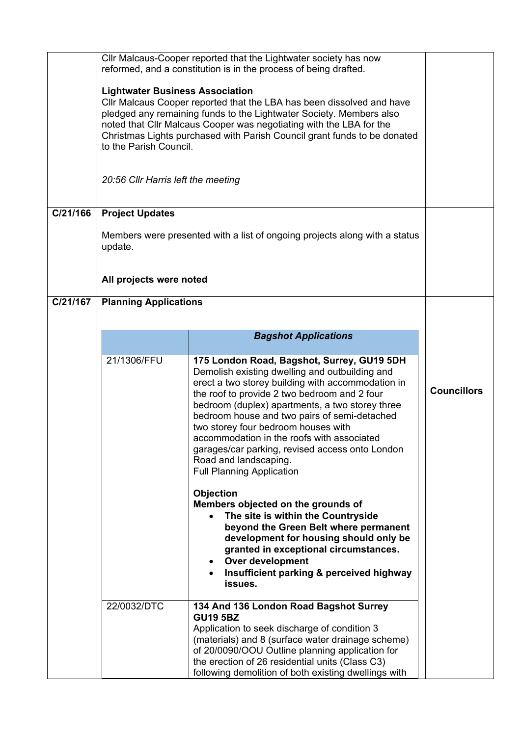| | | |
|---|---|---|
| | Cllr Malcaus-Cooper reported that the Lightwater society has now reformed, and a constitution is in the process of being drafted.<br><br>**Lightwater Business Association**<br>Cllr Malcaus Cooper reported that the LBA has been dissolved and have pledged any remaining funds to the Lightwater Society. Members also noted that Cllr Malcaus Cooper was negotiating with the LBA for the Christmas Lights purchased with Parish Council grant funds to be donated to the Parish Council.<br><br>*20:56 Cllr Harris left the meeting* | |
| **C/21/166** | **Project Updates**<br><br>Members were presented with a list of ongoing projects along with a status update.<br><br>**All projects were noted** | |
| **C/21/167** | **Planning Applications** | **Councillors** |

| | ***Bagshot Applications*** |
|---|---|
| 21/1306/FFU | **175 London Road, Bagshot, Surrey, GU19 5DH**<br>Demolish existing dwelling and outbuilding and erect a two storey building with accommodation in the roof to provide 2 two bedroom and 2 four bedroom (duplex) apartments, a two storey three bedroom house and two pairs of semi-detached two storey four bedroom houses with accommodation in the roofs with associated garages/car parking, revised access onto London Road and landscaping.<br>Full Planning Application<br><br>**Objection**<br>**Members objected on the grounds of**<br>• **The site is within the Countryside beyond the Green Belt where permanent development for housing should only be granted in exceptional circumstances.**<br>• **Over development**<br>• **Insufficient parking & perceived highway issues.** |
| 22/0032/DTC | **134 And 136 London Road Bagshot Surrey GU19 5BZ**<br>Application to seek discharge of condition 3 (materials) and 8 (surface water drainage scheme) of 20/0090/OOU Outline planning application for the erection of 26 residential units (Class C3) following demolition of both existing dwellings with |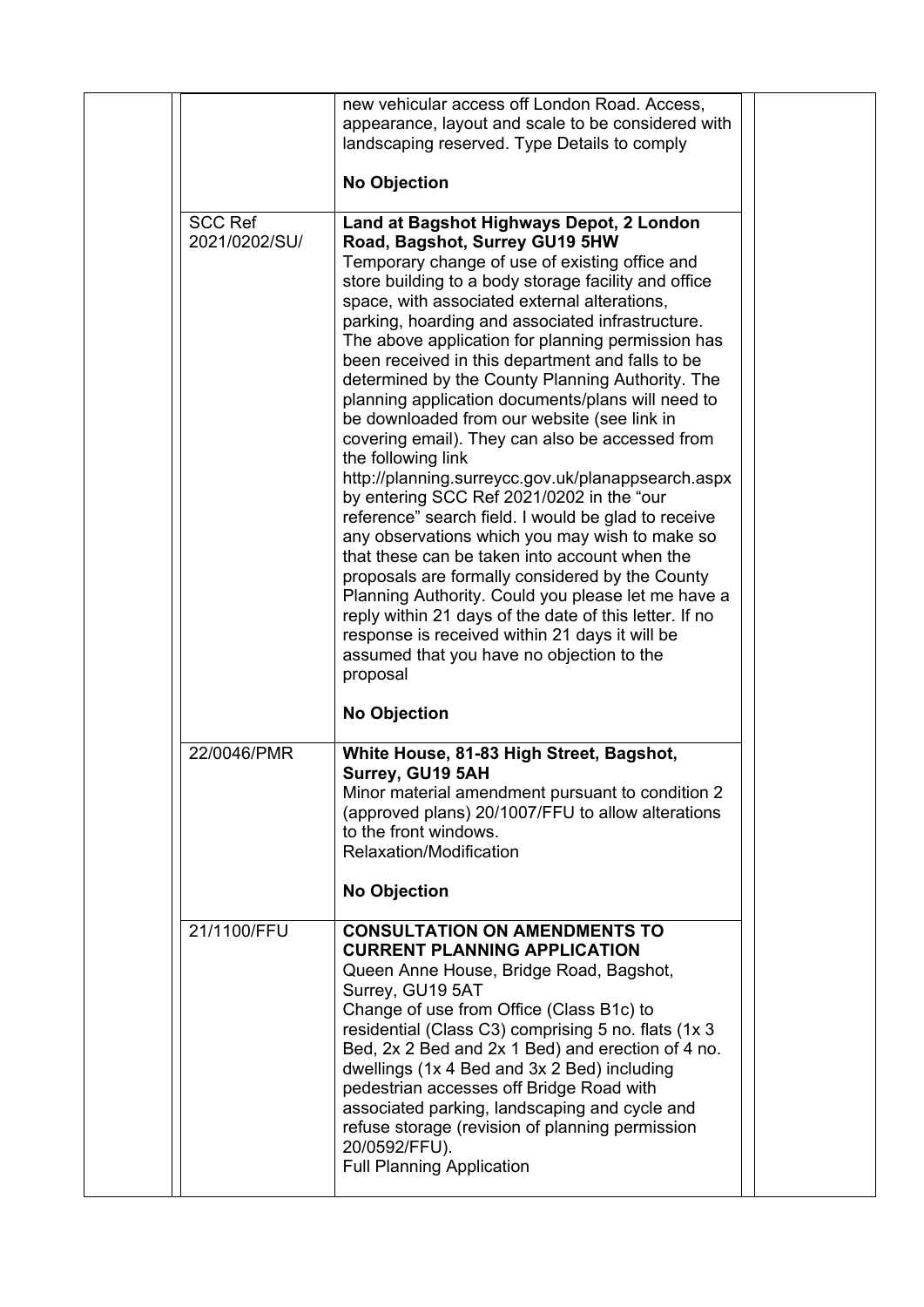| | | | | |
|---|---|---|---|---|
| | | new vehicular access off London Road. Access, appearance, layout and scale to be considered with landscaping reserved. Type Details to comply<br><br>**No Objection** | | |
| | SCC Ref 2021/0202/SU/ | **Land at Bagshot Highways Depot, 2 London Road, Bagshot, Surrey GU19 5HW**<br>Temporary change of use of existing office and store building to a body storage facility and office space, with associated external alterations, parking, hoarding and associated infrastructure. The above application for planning permission has been received in this department and falls to be determined by the County Planning Authority. The planning application documents/plans will need to be downloaded from our website (see link in covering email). They can also be accessed from the following link http://planning.surreycc.gov.uk/planappsearch.aspx by entering SCC Ref 2021/0202 in the "our reference" search field. I would be glad to receive any observations which you may wish to make so that these can be taken into account when the proposals are formally considered by the County Planning Authority. Could you please let me have a reply within 21 days of the date of this letter. If no response is received within 21 days it will be assumed that you have no objection to the proposal<br><br>**No Objection** | | |
| | 22/0046/PMR | **White House, 81-83 High Street, Bagshot, Surrey, GU19 5AH**<br>Minor material amendment pursuant to condition 2 (approved plans) 20/1007/FFU to allow alterations to the front windows.<br>Relaxation/Modification<br><br>**No Objection** | | |
| | 21/1100/FFU | **CONSULTATION ON AMENDMENTS TO CURRENT PLANNING APPLICATION**<br>Queen Anne House, Bridge Road, Bagshot, Surrey, GU19 5AT<br>Change of use from Office (Class B1c) to residential (Class C3) comprising 5 no. flats (1x 3 Bed, 2x 2 Bed and 2x 1 Bed) and erection of 4 no. dwellings (1x 4 Bed and 3x 2 Bed) including pedestrian accesses off Bridge Road with associated parking, landscaping and cycle and refuse storage (revision of planning permission 20/0592/FFU).<br>Full Planning Application | | |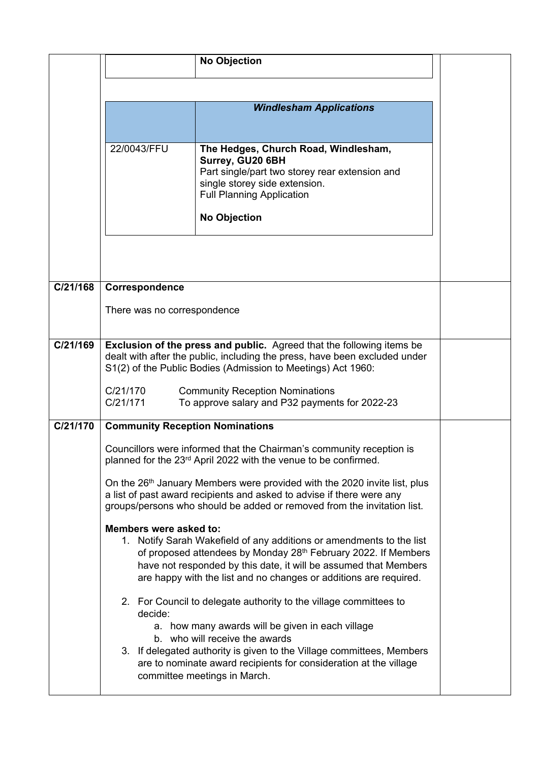| | | |
|---|---|---|
| | **No Objection** | |

| | |
|---|---|
| | ***Windlesham Applications*** |
| 22/0043/FFU | **The Hedges, Church Road, Windlesham, Surrey, GU20 6BH**<br>Part single/part two storey rear extension and single storey side extension.<br>Full Planning Application<br><br>**No Objection** |

**C/21/168** **Correspondence**

There was no correspondence

**C/21/169** **Exclusion of the press and public.** Agreed that the following items be dealt with after the public, including the press, have been excluded under S1(2) of the Public Bodies (Admission to Meetings) Act 1960:

C/21/170 Community Reception Nominations
C/21/171 To approve salary and P32 payments for 2022-23

**C/21/170** **Community Reception Nominations**

Councillors were informed that the Chairman's community reception is planned for the 23rd April 2022 with the venue to be confirmed.

On the 26th January Members were provided with the 2020 invite list, plus a list of past award recipients and asked to advise if there were any groups/persons who should be added or removed from the invitation list.

**Members were asked to:**

1. Notify Sarah Wakefield of any additions or amendments to the list of proposed attendees by Monday 28th February 2022. If Members have not responded by this date, it will be assumed that Members are happy with the list and no changes or additions are required.
2. For Council to delegate authority to the village committees to decide:
   a. how many awards will be given in each village
   b. who will receive the awards
3. If delegated authority is given to the Village committees, Members are to nominate award recipients for consideration at the village committee meetings in March.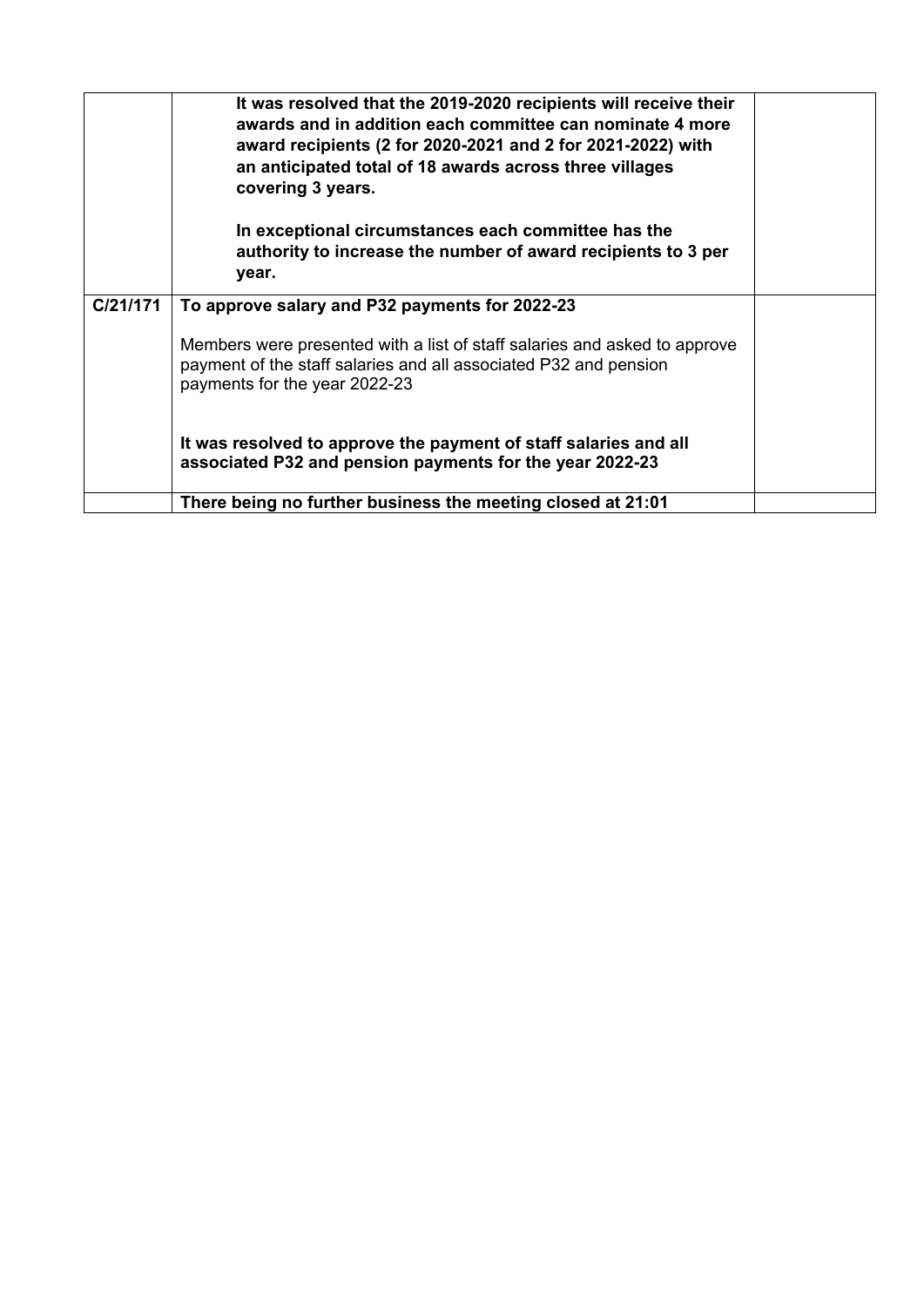| | | |
|---|---|---|
| | **It was resolved that the 2019-2020 recipients will receive their awards and in addition each committee can nominate 4 more award recipients (2 for 2020-2021 and 2 for 2021-2022) with an anticipated total of 18 awards across three villages covering 3 years.**<br><br>**In exceptional circumstances each committee has the authority to increase the number of award recipients to 3 per year.** | |
| **C/21/171** | **To approve salary and P32 payments for 2022-23**<br><br>Members were presented with a list of staff salaries and asked to approve payment of the staff salaries and all associated P32 and pension payments for the year 2022-23<br><br>**It was resolved to approve the payment of staff salaries and all associated P32 and pension payments for the year 2022-23** | |
| | **There being no further business the meeting closed at 21:01** | |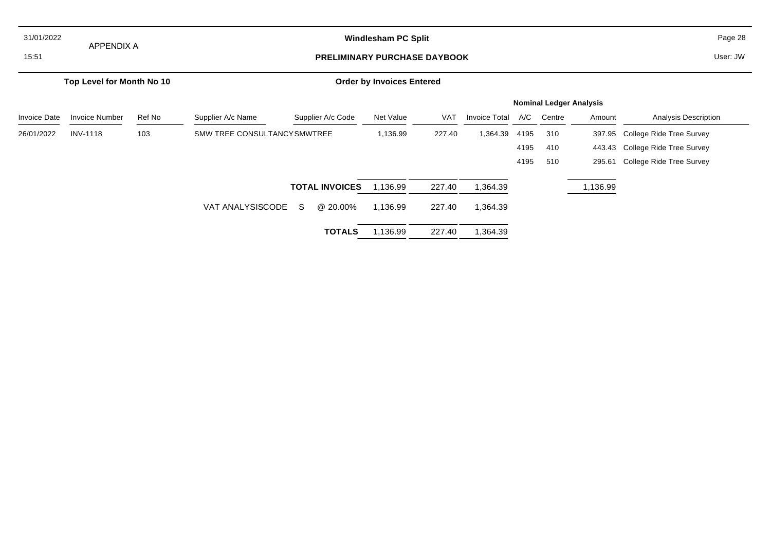APPENDIX A

**Windlesham PC Split**

**PRELIMINARY PURCHASE DAYBOOK**

**Top Level for Month No 10**

**Order by Invoices Entered**

| | | | | | | | | Nominal Ledger Analysis | | | |
|---|---|---|---|---|---|---|---|---|---|---|---|
| Invoice Date | Invoice Number | Ref No | Supplier A/c Name | Supplier A/c Code | Net Value | VAT | Invoice Total | A/C | Centre | Amount | Analysis Description |
| 26/01/2022 | INV-1118 | 103 | SMW TREE CONSULTANCY | SMWTREE | 1,136.99 | 227.40 | 1,364.39 | 4195 | 310 | 397.95 | College Ride Tree Survey |
| | | | | | | | | 4195 | 410 | 443.43 | College Ride Tree Survey |
| | | | | | | | | 4195 | 510 | 295.61 | College Ride Tree Survey |
| | | | | **TOTAL INVOICES** | 1,136.99 | 227.40 | 1,364.39 | | | 1,136.99 | |
| | | | VAT ANALYSISCODE | S @ 20.00% | 1,136.99 | 227.40 | 1,364.39 | | | | |
| | | | | **TOTALS** | 1,136.99 | 227.40 | 1,364.39 | | | | |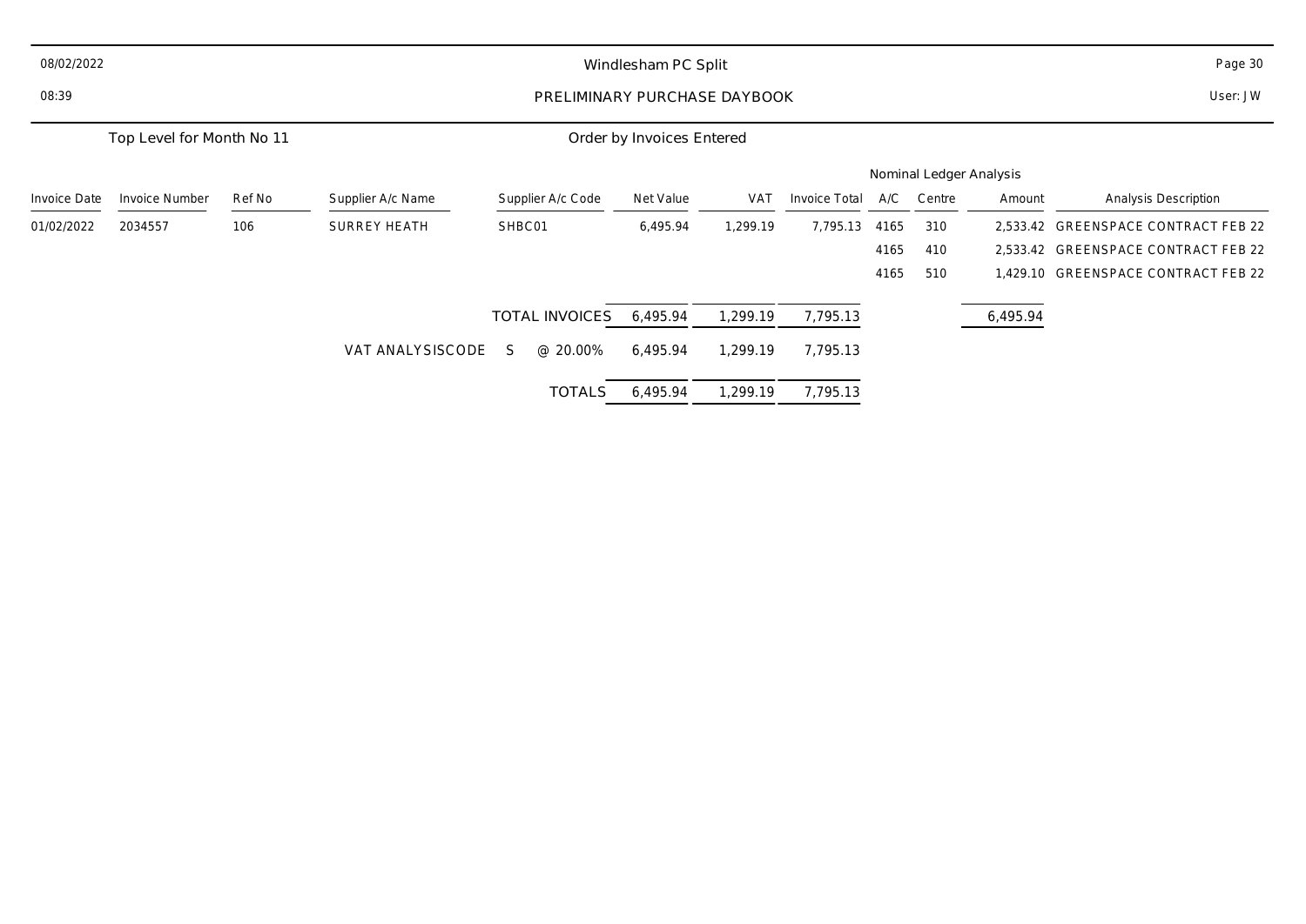Windlesham PC Split

PRELIMINARY PURCHASE DAYBOOK

Top Level for Month No 11

Order by Invoices Entered

| Invoice Date | Invoice Number | Ref No | Supplier A/c Name | Supplier A/c Code | Net Value | VAT | Invoice Total | A/C | Centre | Amount | Analysis Description |
|---|---|---|---|---|---|---|---|---|---|---|---|
| | | | | | | | | Nominal Ledger Analysis | | | |
| 01/02/2022 | 2034557 | 106 | SURREY HEATH | SHBC01 | 6,495.94 | 1,299.19 | 7,795.13 | 4165 | 310 | 2,533.42 | GREENSPACE CONTRACT FEB 22 |
| | | | | | | | | 4165 | 410 | 2,533.42 | GREENSPACE CONTRACT FEB 22 |
| | | | | | | | | 4165 | 510 | 1,429.10 | GREENSPACE CONTRACT FEB 22 |
| | | | | TOTAL INVOICES | 6,495.94 | 1,299.19 | 7,795.13 | | | 6,495.94 | |
| | | | VAT ANALYSISCODE | S @ 20.00% | 6,495.94 | 1,299.19 | 7,795.13 | | | | |
| | | | | TOTALS | 6,495.94 | 1,299.19 | 7,795.13 | | | | |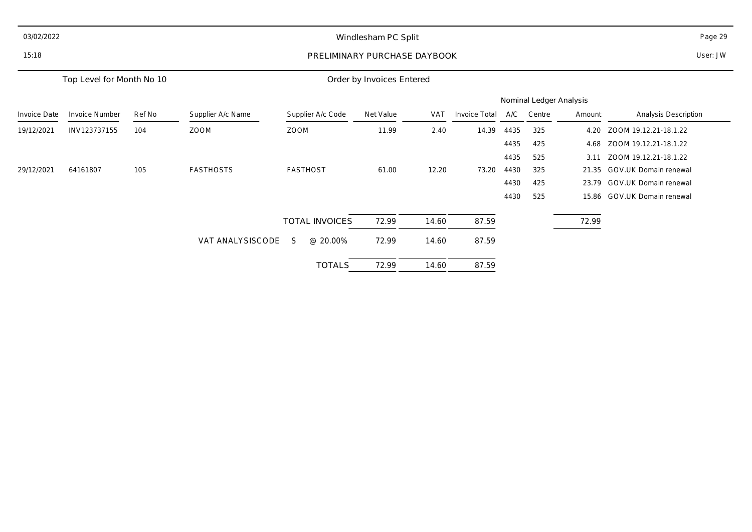03/02/2022

15:18

# Windlesham PC Split

## PRELIMINARY PURCHASE DAYBOOK

User: JW

Top Level for Month No 10 — Order by Invoices Entered

| Invoice Date | Invoice Number | Ref No | Supplier A/c Name | Supplier A/c Code | Net Value | VAT | Invoice Total | Nominal Ledger Analysis A/C | Centre | Amount | Analysis Description |
|---|---|---|---|---|---|---|---|---|---|---|---|
| 19/12/2021 | INV123737155 | 104 | ZOOM | ZOOM | 11.99 | 2.40 | 14.39 | 4435 | 325 | 4.20 | ZOOM 19.12.21-18.1.22 |
| | | | | | | | | 4435 | 425 | 4.68 | ZOOM 19.12.21-18.1.22 |
| | | | | | | | | 4435 | 525 | 3.11 | ZOOM 19.12.21-18.1.22 |
| 29/12/2021 | 64161807 | 105 | FASTHOSTS | FASTHOST | 61.00 | 12.20 | 73.20 | 4430 | 325 | 21.35 | GOV.UK Domain renewal |
| | | | | | | | | 4430 | 425 | 23.79 | GOV.UK Domain renewal |
| | | | | | | | | 4430 | 525 | 15.86 | GOV.UK Domain renewal |
| | | | | TOTAL INVOICES | 72.99 | 14.60 | 87.59 | | | 72.99 | |
| | | | VAT ANALYSISCODE | S @ 20.00% | 72.99 | 14.60 | 87.59 | | | | |
| | | | | TOTALS | 72.99 | 14.60 | 87.59 | | | | |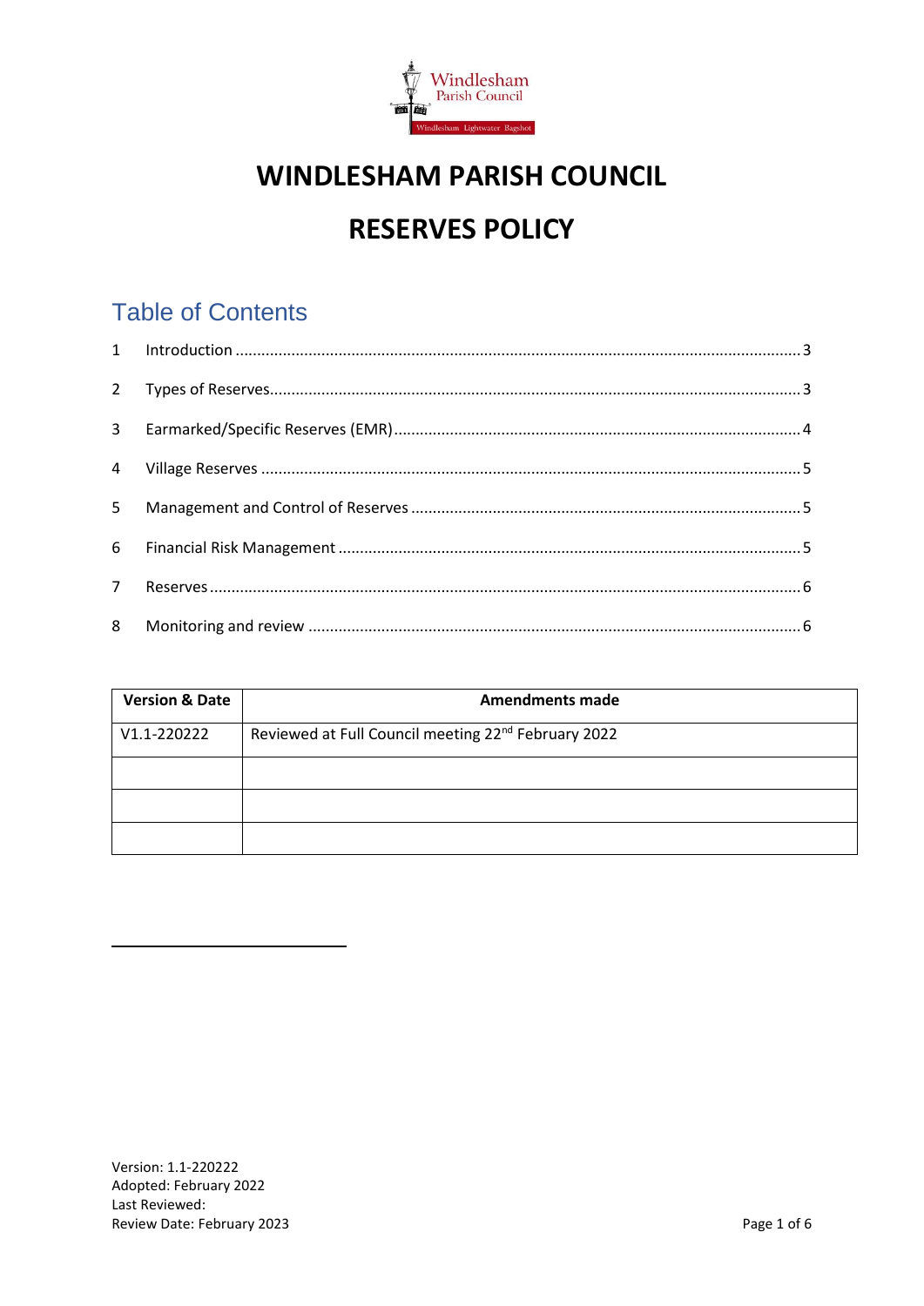# WINDLESHAM PARISH COUNCIL

# RESERVES POLICY

## Table of Contents

1 Introduction ........ 3

2 Types of Reserves ........ 3

3 Earmarked/Specific Reserves (EMR) ........ 4

4 Village Reserves ........ 5

5 Management and Control of Reserves ........ 5

6 Financial Risk Management ........ 5

7 Reserves ........ 6

8 Monitoring and review ........ 6

| Version & Date | Amendments made |
|---|---|
| V1.1-220222 | Reviewed at Full Council meeting 22nd February 2022 |
| | |
| | |
| | |

Version: 1.1-220222
Adopted: February 2022
Last Reviewed:
Review Date: February 2023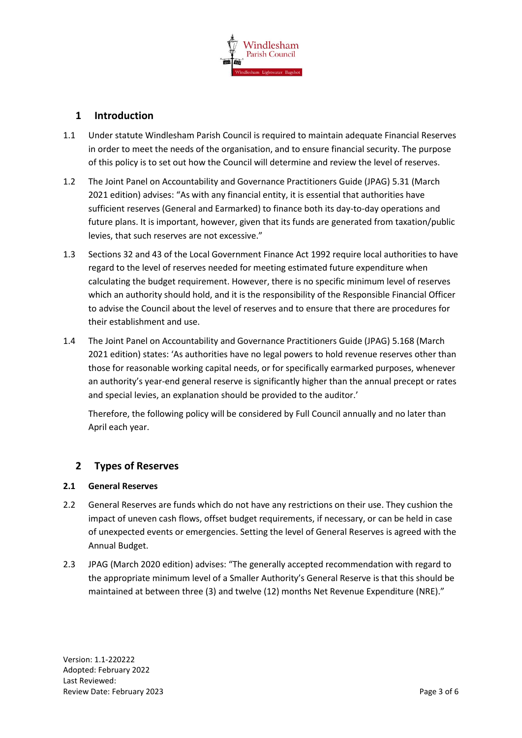## 1 Introduction

1.1 Under statute Windlesham Parish Council is required to maintain adequate Financial Reserves in order to meet the needs of the organisation, and to ensure financial security. The purpose of this policy is to set out how the Council will determine and review the level of reserves.

1.2 The Joint Panel on Accountability and Governance Practitioners Guide (JPAG) 5.31 (March 2021 edition) advises: "As with any financial entity, it is essential that authorities have sufficient reserves (General and Earmarked) to finance both its day-to-day operations and future plans. It is important, however, given that its funds are generated from taxation/public levies, that such reserves are not excessive."

1.3 Sections 32 and 43 of the Local Government Finance Act 1992 require local authorities to have regard to the level of reserves needed for meeting estimated future expenditure when calculating the budget requirement. However, there is no specific minimum level of reserves which an authority should hold, and it is the responsibility of the Responsible Financial Officer to advise the Council about the level of reserves and to ensure that there are procedures for their establishment and use.

1.4 The Joint Panel on Accountability and Governance Practitioners Guide (JPAG) 5.168 (March 2021 edition) states: 'As authorities have no legal powers to hold revenue reserves other than those for reasonable working capital needs, or for specifically earmarked purposes, whenever an authority's year-end general reserve is significantly higher than the annual precept or rates and special levies, an explanation should be provided to the auditor.'

Therefore, the following policy will be considered by Full Council annually and no later than April each year.

## 2 Types of Reserves

**2.1 General Reserves**

2.2 General Reserves are funds which do not have any restrictions on their use. They cushion the impact of uneven cash flows, offset budget requirements, if necessary, or can be held in case of unexpected events or emergencies. Setting the level of General Reserves is agreed with the Annual Budget.

2.3 JPAG (March 2020 edition) advises: "The generally accepted recommendation with regard to the appropriate minimum level of a Smaller Authority's General Reserve is that this should be maintained at between three (3) and twelve (12) months Net Revenue Expenditure (NRE)."

Version: 1.1-220222
Adopted: February 2022
Last Reviewed:
Review Date: February 2023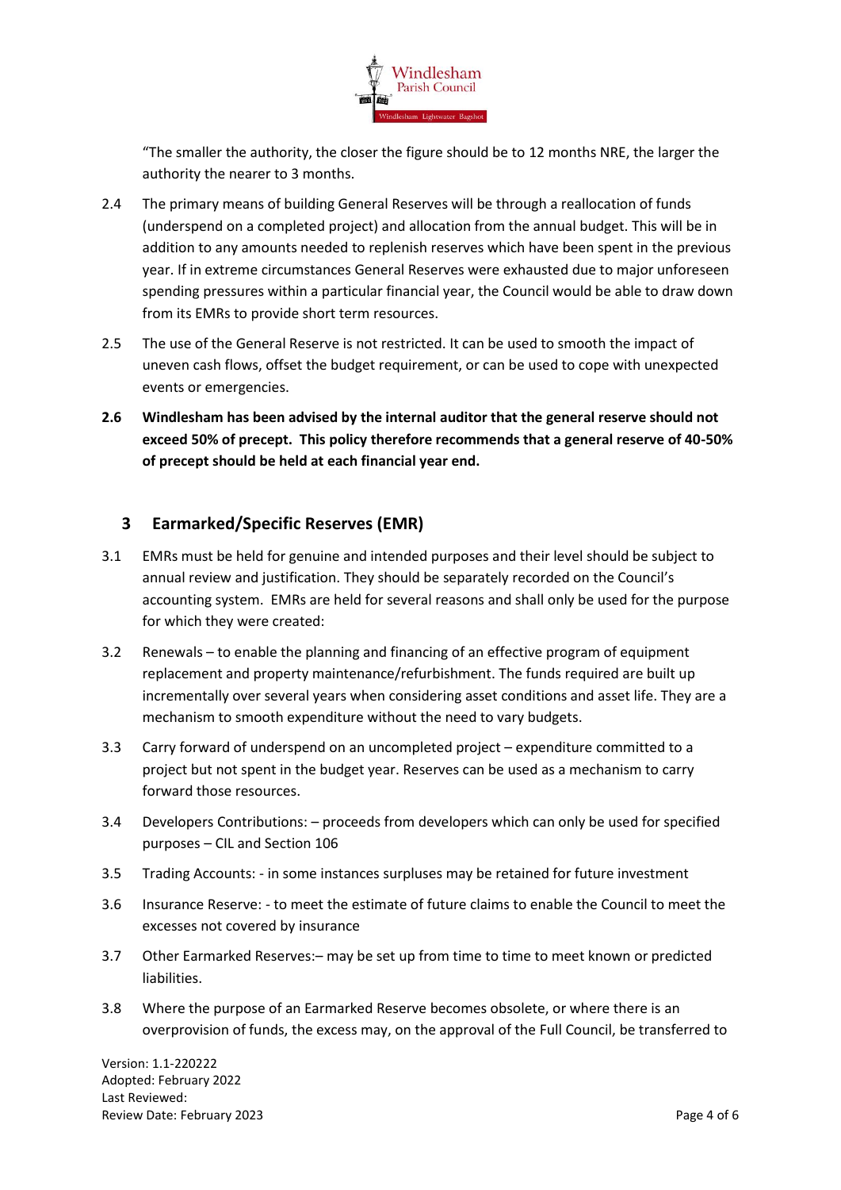"The smaller the authority, the closer the figure should be to 12 months NRE, the larger the authority the nearer to 3 months.

2.4 The primary means of building General Reserves will be through a reallocation of funds (underspend on a completed project) and allocation from the annual budget. This will be in addition to any amounts needed to replenish reserves which have been spent in the previous year. If in extreme circumstances General Reserves were exhausted due to major unforeseen spending pressures within a particular financial year, the Council would be able to draw down from its EMRs to provide short term resources.

2.5 The use of the General Reserve is not restricted. It can be used to smooth the impact of uneven cash flows, offset the budget requirement, or can be used to cope with unexpected events or emergencies.

**2.6 Windlesham has been advised by the internal auditor that the general reserve should not exceed 50% of precept. This policy therefore recommends that a general reserve of 40-50% of precept should be held at each financial year end.**

## 3 Earmarked/Specific Reserves (EMR)

3.1 EMRs must be held for genuine and intended purposes and their level should be subject to annual review and justification. They should be separately recorded on the Council's accounting system. EMRs are held for several reasons and shall only be used for the purpose for which they were created:

3.2 Renewals – to enable the planning and financing of an effective program of equipment replacement and property maintenance/refurbishment. The funds required are built up incrementally over several years when considering asset conditions and asset life. They are a mechanism to smooth expenditure without the need to vary budgets.

3.3 Carry forward of underspend on an uncompleted project – expenditure committed to a project but not spent in the budget year. Reserves can be used as a mechanism to carry forward those resources.

3.4 Developers Contributions: – proceeds from developers which can only be used for specified purposes – CIL and Section 106

3.5 Trading Accounts: - in some instances surpluses may be retained for future investment

3.6 Insurance Reserve: - to meet the estimate of future claims to enable the Council to meet the excesses not covered by insurance

3.7 Other Earmarked Reserves:– may be set up from time to time to meet known or predicted liabilities.

3.8 Where the purpose of an Earmarked Reserve becomes obsolete, or where there is an overprovision of funds, the excess may, on the approval of the Full Council, be transferred to

Version: 1.1-220222
Adopted: February 2022
Last Reviewed:
Review Date: February 2023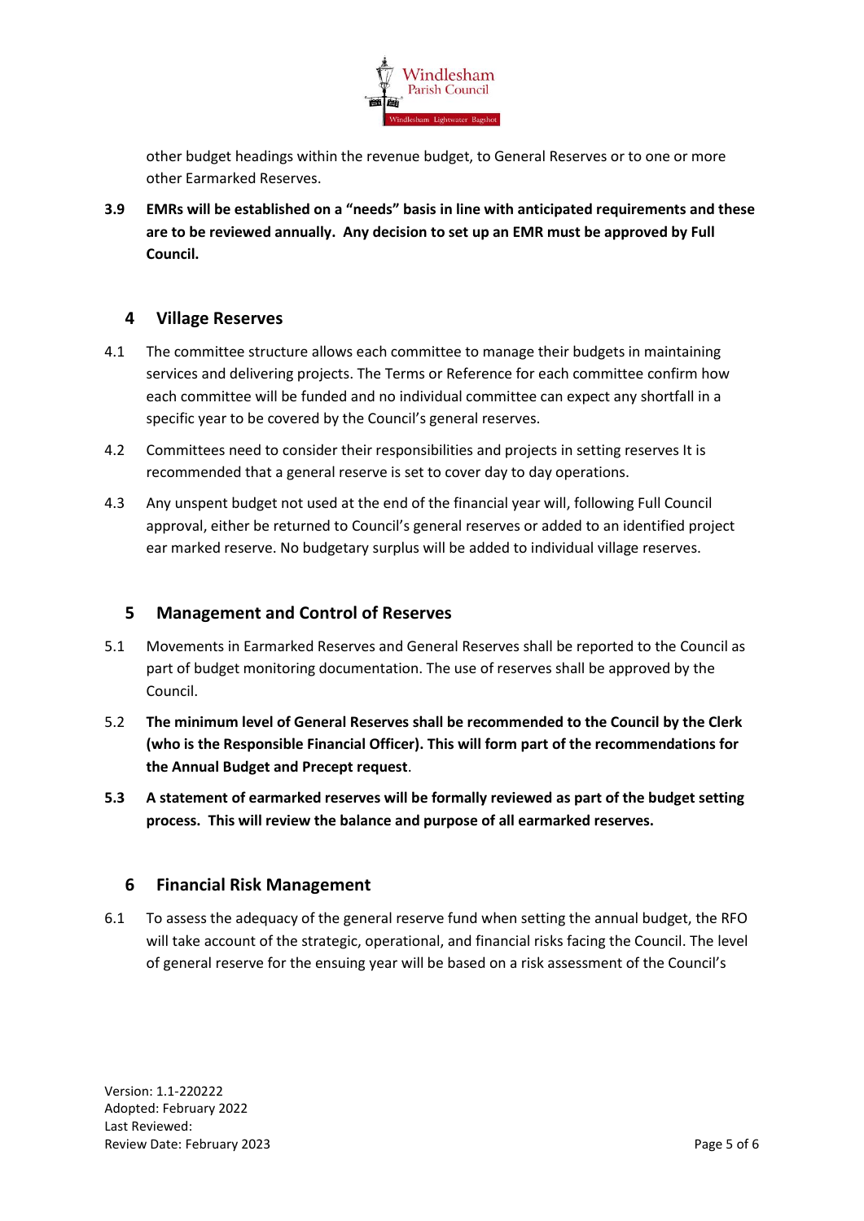other budget headings within the revenue budget, to General Reserves or to one or more other Earmarked Reserves.

**3.9 EMRs will be established on a "needs" basis in line with anticipated requirements and these are to be reviewed annually. Any decision to set up an EMR must be approved by Full Council.**

## 4 Village Reserves

4.1 The committee structure allows each committee to manage their budgets in maintaining services and delivering projects. The Terms or Reference for each committee confirm how each committee will be funded and no individual committee can expect any shortfall in a specific year to be covered by the Council's general reserves.

4.2 Committees need to consider their responsibilities and projects in setting reserves It is recommended that a general reserve is set to cover day to day operations.

4.3 Any unspent budget not used at the end of the financial year will, following Full Council approval, either be returned to Council's general reserves or added to an identified project ear marked reserve. No budgetary surplus will be added to individual village reserves.

## 5 Management and Control of Reserves

5.1 Movements in Earmarked Reserves and General Reserves shall be reported to the Council as part of budget monitoring documentation. The use of reserves shall be approved by the Council.

5.2 **The minimum level of General Reserves shall be recommended to the Council by the Clerk (who is the Responsible Financial Officer). This will form part of the recommendations for the Annual Budget and Precept request**.

**5.3 A statement of earmarked reserves will be formally reviewed as part of the budget setting process. This will review the balance and purpose of all earmarked reserves.**

## 6 Financial Risk Management

6.1 To assess the adequacy of the general reserve fund when setting the annual budget, the RFO will take account of the strategic, operational, and financial risks facing the Council. The level of general reserve for the ensuing year will be based on a risk assessment of the Council's

Version: 1.1-220222
Adopted: February 2022
Last Reviewed:
Review Date: February 2023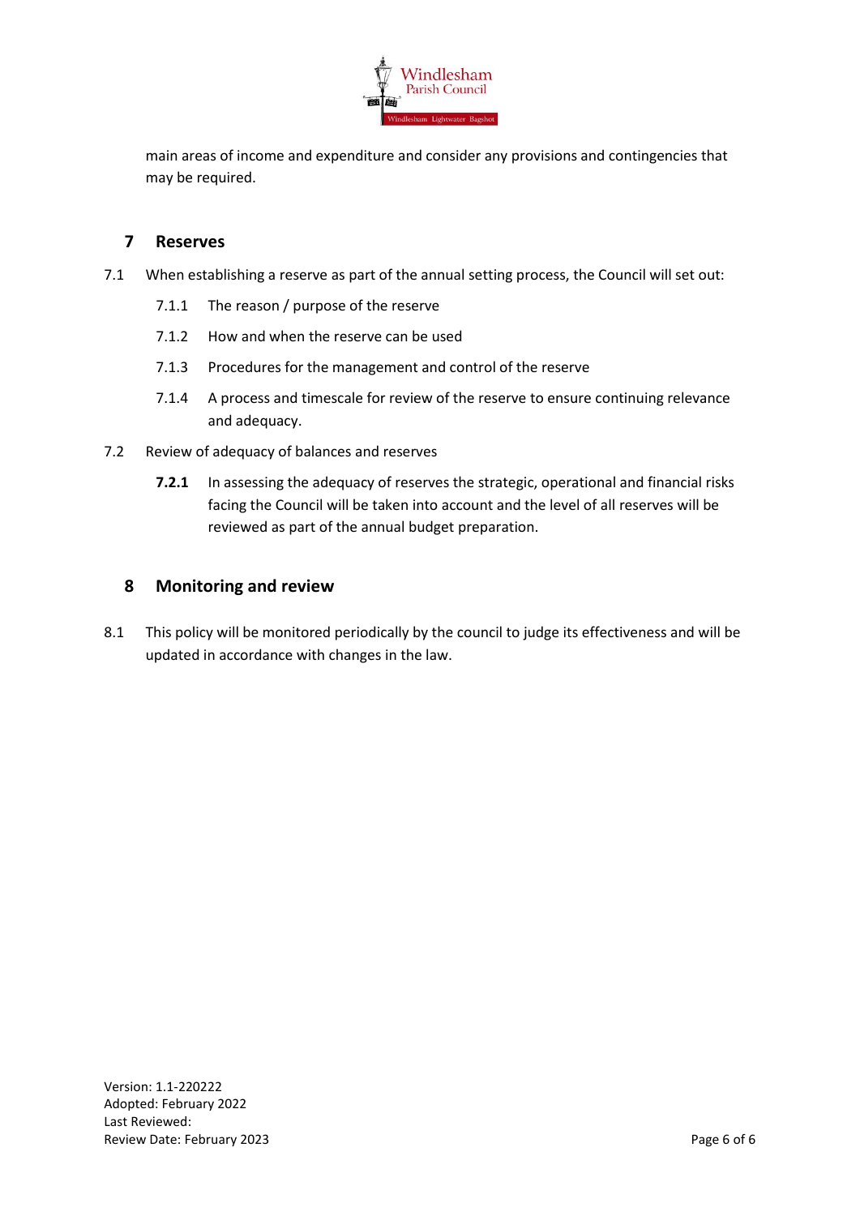main areas of income and expenditure and consider any provisions and contingencies that may be required.

## 7 Reserves

7.1 When establishing a reserve as part of the annual setting process, the Council will set out:

- 7.1.1 The reason / purpose of the reserve
- 7.1.2 How and when the reserve can be used
- 7.1.3 Procedures for the management and control of the reserve
- 7.1.4 A process and timescale for review of the reserve to ensure continuing relevance and adequacy.

7.2 Review of adequacy of balances and reserves

- **7.2.1** In assessing the adequacy of reserves the strategic, operational and financial risks facing the Council will be taken into account and the level of all reserves will be reviewed as part of the annual budget preparation.

## 8 Monitoring and review

8.1 This policy will be monitored periodically by the council to judge its effectiveness and will be updated in accordance with changes in the law.

Version: 1.1-220222
Adopted: February 2022
Last Reviewed:
Review Date: February 2023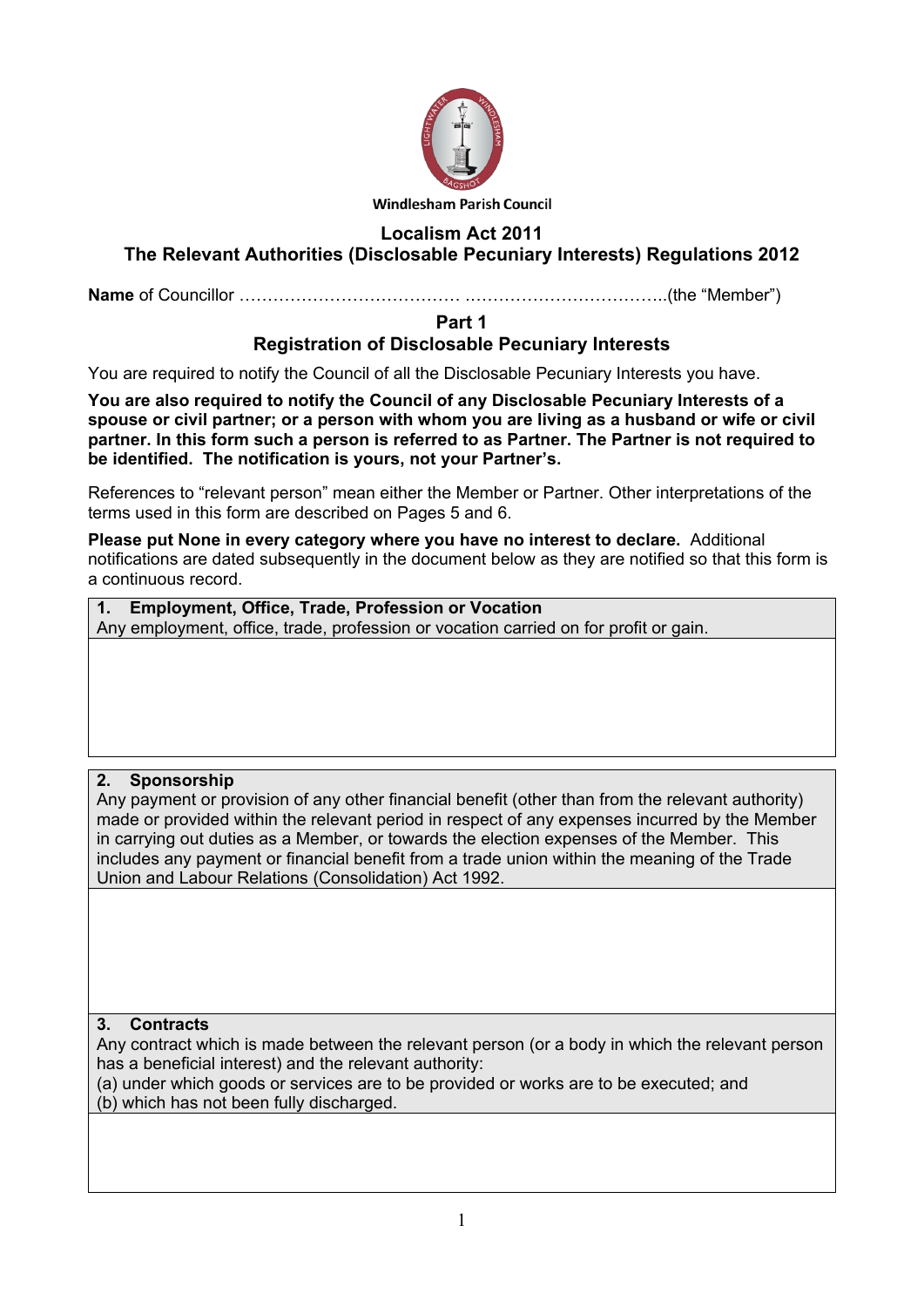Windlesham Parish Council

## Localism Act 2011
## The Relevant Authorities (Disclosable Pecuniary Interests) Regulations 2012

**Name** of Councillor ………………………………… ……………………………..(the "Member")

### Part 1
### Registration of Disclosable Pecuniary Interests

You are required to notify the Council of all the Disclosable Pecuniary Interests you have.

**You are also required to notify the Council of any Disclosable Pecuniary Interests of a spouse or civil partner; or a person with whom you are living as a husband or wife or civil partner. In this form such a person is referred to as Partner. The Partner is not required to be identified. The notification is yours, not your Partner's.**

References to "relevant person" mean either the Member or Partner. Other interpretations of the terms used in this form are described on Pages 5 and 6.

**Please put None in every category where you have no interest to declare.** Additional notifications are dated subsequently in the document below as they are notified so that this form is a continuous record.

| **1. Employment, Office, Trade, Profession or Vocation**<br>Any employment, office, trade, profession or vocation carried on for profit or gain. |
|---|
| |

| **2. Sponsorship**<br>Any payment or provision of any other financial benefit (other than from the relevant authority) made or provided within the relevant period in respect of any expenses incurred by the Member in carrying out duties as a Member, or towards the election expenses of the Member. This includes any payment or financial benefit from a trade union within the meaning of the Trade Union and Labour Relations (Consolidation) Act 1992. |
|---|
| |

| **3. Contracts**<br>Any contract which is made between the relevant person (or a body in which the relevant person has a beneficial interest) and the relevant authority:<br>(a) under which goods or services are to be provided or works are to be executed; and<br>(b) which has not been fully discharged. |
|---|
| |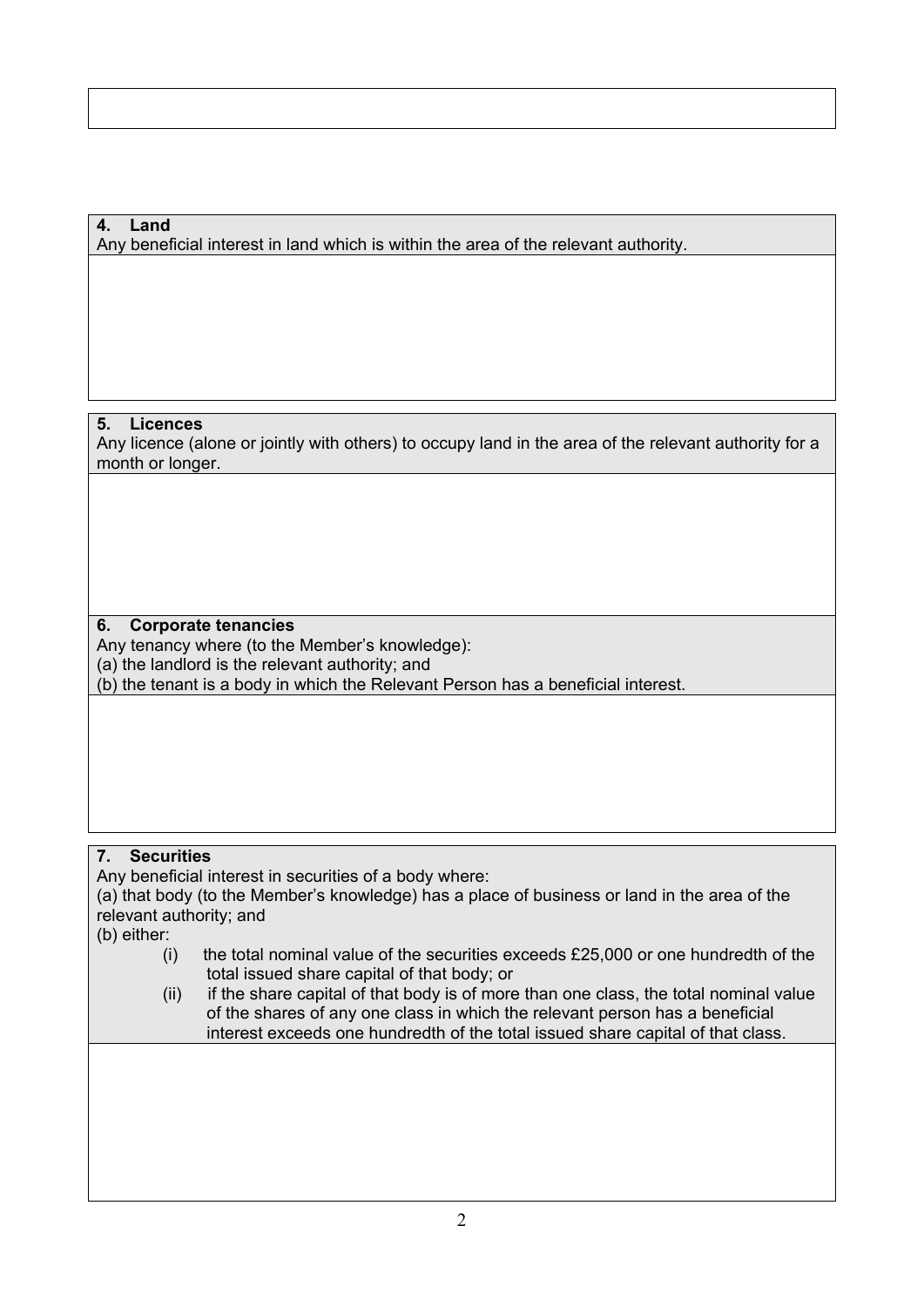**4. Land**

Any beneficial interest in land which is within the area of the relevant authority.

**5. Licences**

Any licence (alone or jointly with others) to occupy land in the area of the relevant authority for a month or longer.

**6. Corporate tenancies**

Any tenancy where (to the Member's knowledge):

(a) the landlord is the relevant authority; and

(b) the tenant is a body in which the Relevant Person has a beneficial interest.

**7. Securities**

Any beneficial interest in securities of a body where:

(a) that body (to the Member's knowledge) has a place of business or land in the area of the relevant authority; and

(b) either:

(i) the total nominal value of the securities exceeds £25,000 or one hundredth of the total issued share capital of that body; or

(ii) if the share capital of that body is of more than one class, the total nominal value of the shares of any one class in which the relevant person has a beneficial interest exceeds one hundredth of the total issued share capital of that class.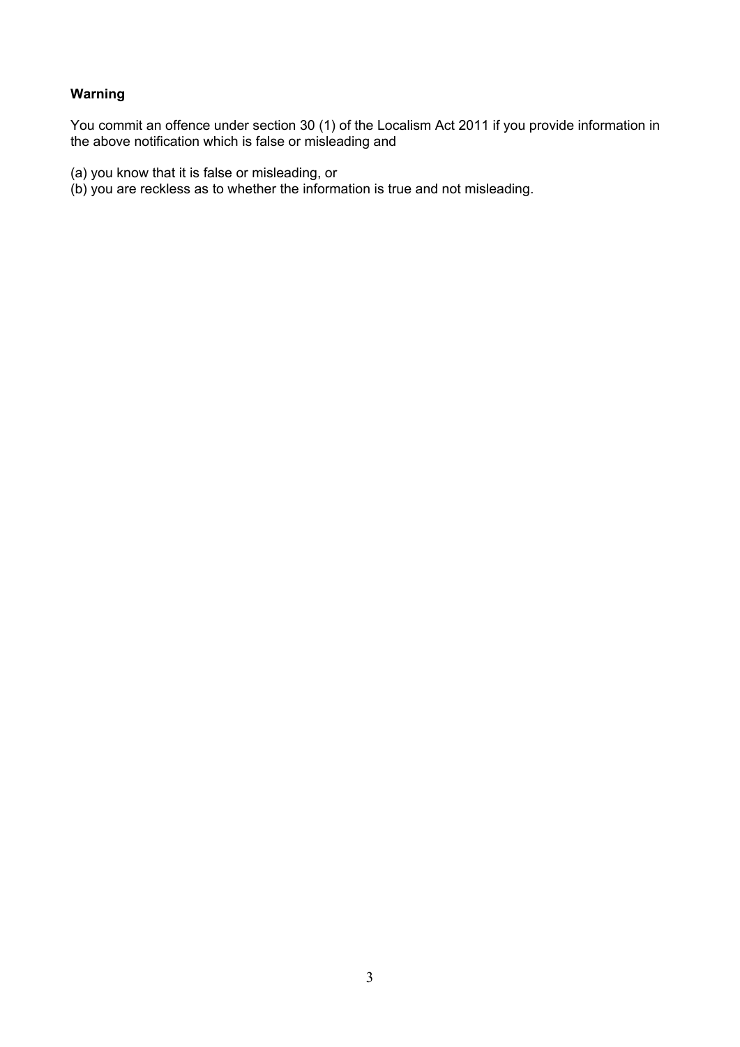**Warning**

You commit an offence under section 30 (1) of the Localism Act 2011 if you provide information in the above notification which is false or misleading and

(a) you know that it is false or misleading, or
(b) you are reckless as to whether the information is true and not misleading.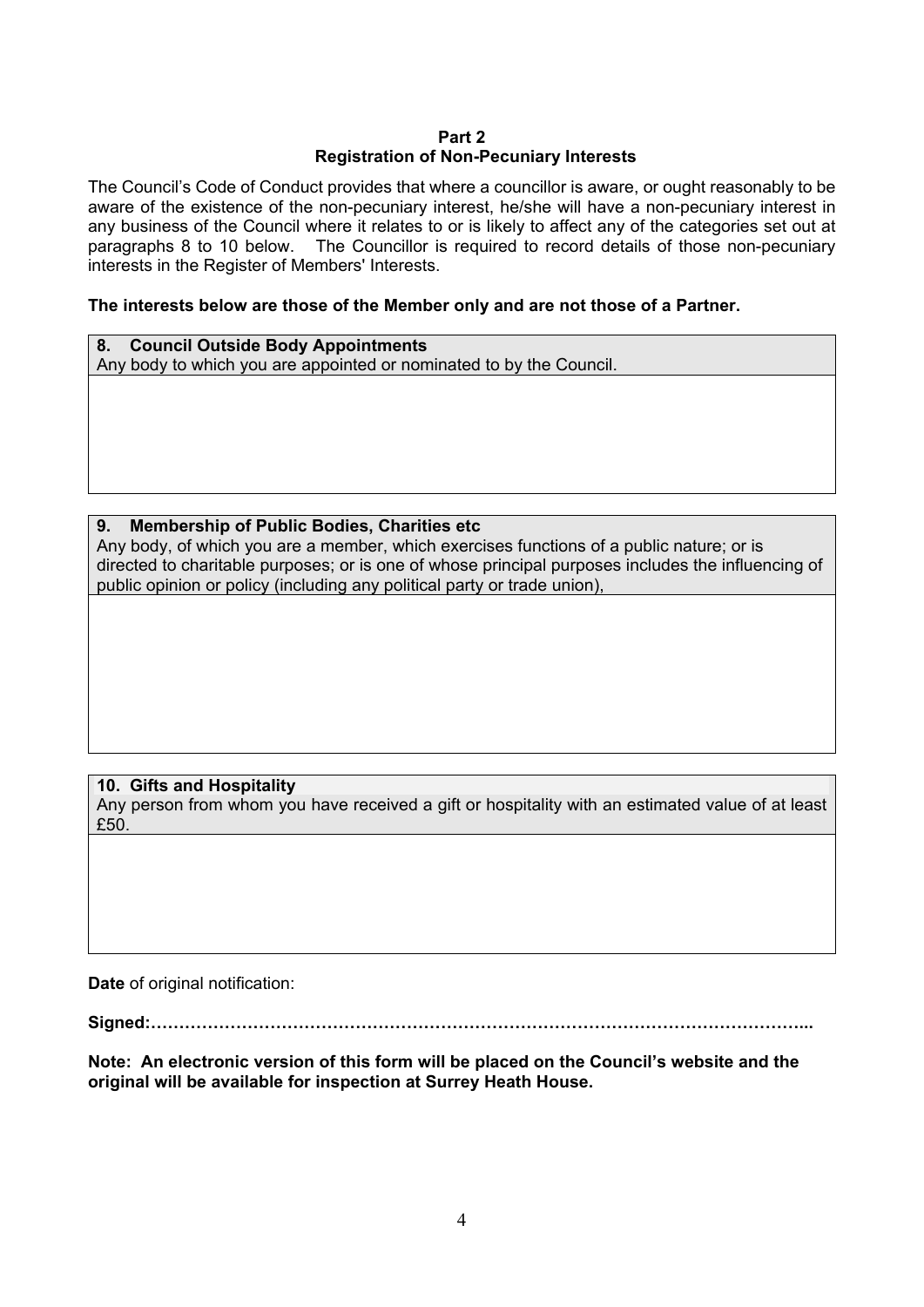## Part 2
## Registration of Non-Pecuniary Interests

The Council's Code of Conduct provides that where a councillor is aware, or ought reasonably to be aware of the existence of the non-pecuniary interest, he/she will have a non-pecuniary interest in any business of the Council where it relates to or is likely to affect any of the categories set out at paragraphs 8 to 10 below. The Councillor is required to record details of those non-pecuniary interests in the Register of Members' Interests.

**The interests below are those of the Member only and are not those of a Partner.**

| **8. Council Outside Body Appointments**<br>Any body to which you are appointed or nominated to by the Council. |
|---|
| |

| **9. Membership of Public Bodies, Charities etc**<br>Any body, of which you are a member, which exercises functions of a public nature; or is directed to charitable purposes; or is one of whose principal purposes includes the influencing of public opinion or policy (including any political party or trade union), |
|---|
| |

| **10. Gifts and Hospitality**<br>Any person from whom you have received a gift or hospitality with an estimated value of at least £50. |
|---|
| |

**Date** of original notification:

**Signed:…………………………………………………………………………………………………...**

**Note: An electronic version of this form will be placed on the Council's website and the original will be available for inspection at Surrey Heath House.**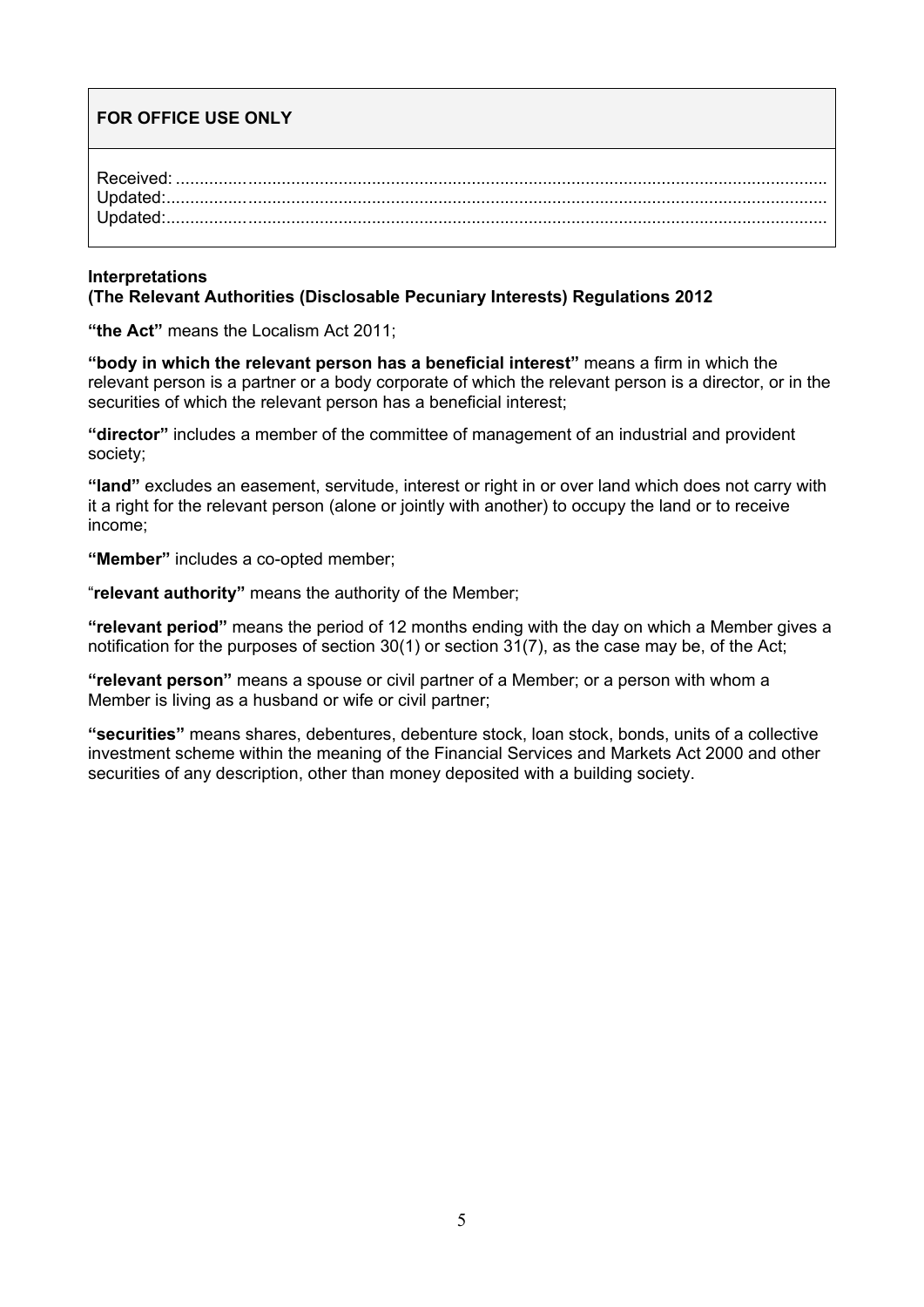**FOR OFFICE USE ONLY**

Received: ..................................................................................................................................

Updated:....................................................................................................................................

Updated:....................................................................................................................................

**Interpretations**
**(The Relevant Authorities (Disclosable Pecuniary Interests) Regulations 2012**

**"the Act"** means the Localism Act 2011;

**"body in which the relevant person has a beneficial interest"** means a firm in which the relevant person is a partner or a body corporate of which the relevant person is a director, or in the securities of which the relevant person has a beneficial interest;

**"director"** includes a member of the committee of management of an industrial and provident society;

**"land"** excludes an easement, servitude, interest or right in or over land which does not carry with it a right for the relevant person (alone or jointly with another) to occupy the land or to receive income;

**"Member"** includes a co-opted member;

"**relevant authority"** means the authority of the Member;

**"relevant period"** means the period of 12 months ending with the day on which a Member gives a notification for the purposes of section 30(1) or section 31(7), as the case may be, of the Act;

**"relevant person"** means a spouse or civil partner of a Member; or a person with whom a Member is living as a husband or wife or civil partner;

**"securities"** means shares, debentures, debenture stock, loan stock, bonds, units of a collective investment scheme within the meaning of the Financial Services and Markets Act 2000 and other securities of any description, other than money deposited with a building society.